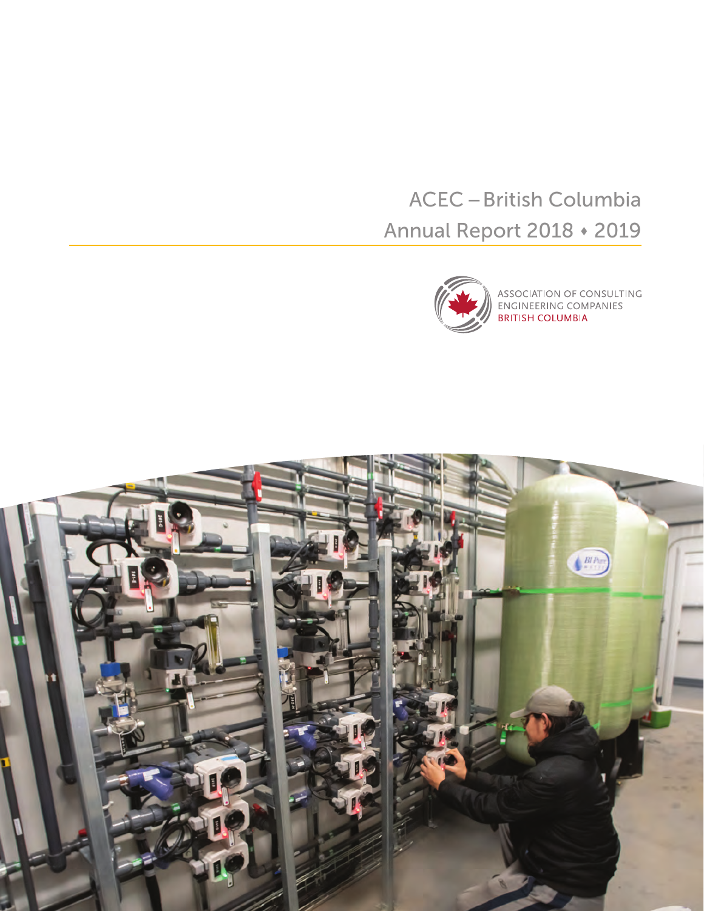# ACEC – British Columbia

## Annual Report 2018 ♦ 2019

ASSOCIATION OF CONSULTING ENGINEERING COMPANIES
BRITISH COLUMBIA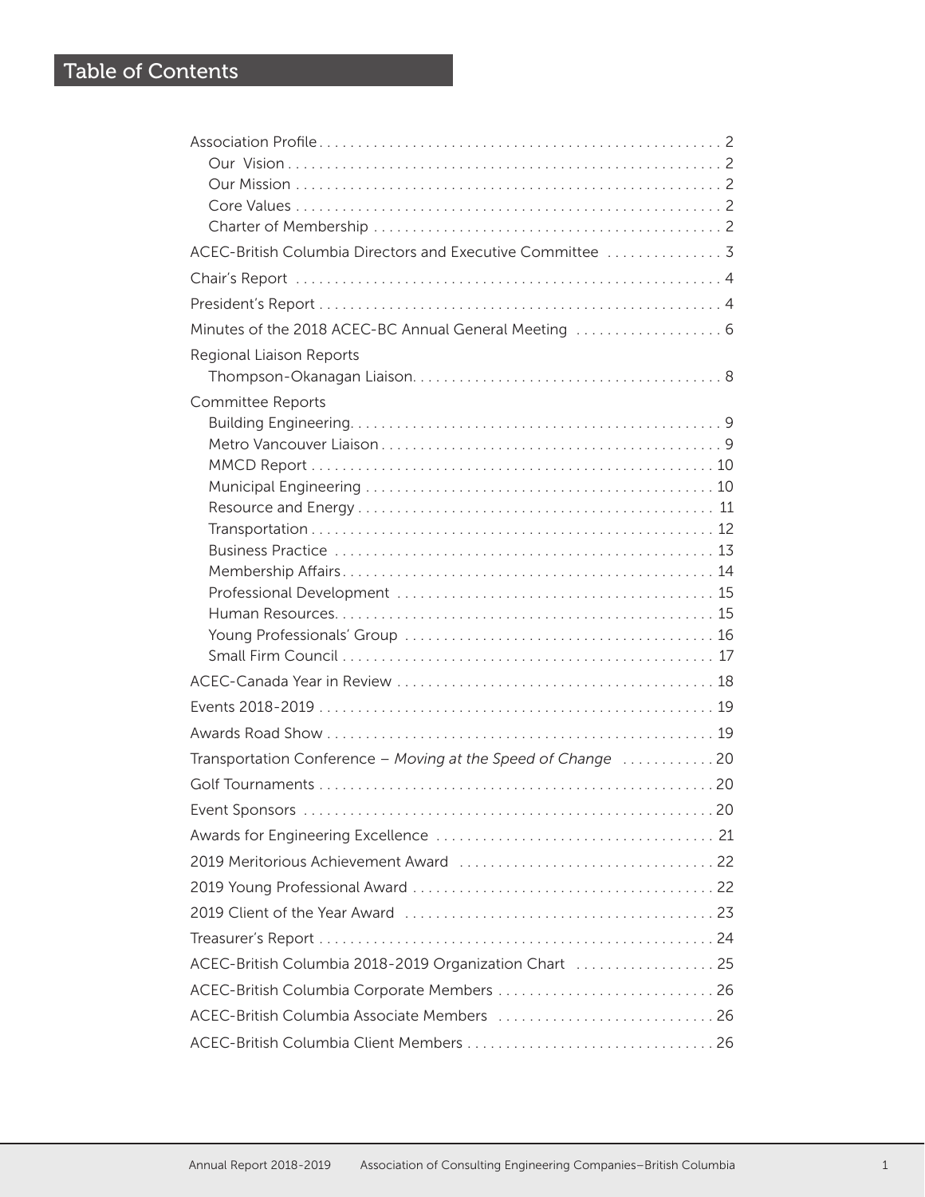# Table of Contents

Association Profile . . . . . . . . . . 2
- Our Vision . . . . . . . . . . 2
- Our Mission . . . . . . . . . . 2
- Core Values . . . . . . . . . . 2
- Charter of Membership . . . . . . . . . . 2

ACEC-British Columbia Directors and Executive Committee . . . . . . . . . . 3

Chair's Report . . . . . . . . . . 4

President's Report . . . . . . . . . . 4

Minutes of the 2018 ACEC-BC Annual General Meeting . . . . . . . . . . 6

Regional Liaison Reports
- Thompson-Okanagan Liaison. . . . . . . . . . 8

Committee Reports
- Building Engineering. . . . . . . . . . 9
- Metro Vancouver Liaison . . . . . . . . . . 9
- MMCD Report . . . . . . . . . . 10
- Municipal Engineering . . . . . . . . . . 10
- Resource and Energy . . . . . . . . . . 11
- Transportation . . . . . . . . . . 12
- Business Practice . . . . . . . . . . 13
- Membership Affairs . . . . . . . . . . 14
- Professional Development . . . . . . . . . . 15
- Human Resources. . . . . . . . . . 15
- Young Professionals' Group . . . . . . . . . . 16
- Small Firm Council . . . . . . . . . . 17

ACEC-Canada Year in Review . . . . . . . . . . 18

Events 2018-2019 . . . . . . . . . . 19

Awards Road Show . . . . . . . . . . 19

Transportation Conference – *Moving at the Speed of Change* . . . . . . . . . . 20

Golf Tournaments . . . . . . . . . . 20

Event Sponsors . . . . . . . . . . 20

Awards for Engineering Excellence . . . . . . . . . . 21

2019 Meritorious Achievement Award . . . . . . . . . . 22

2019 Young Professional Award . . . . . . . . . . 22

2019 Client of the Year Award . . . . . . . . . . 23

Treasurer's Report . . . . . . . . . . 24

ACEC-British Columbia 2018-2019 Organization Chart . . . . . . . . . . 25

ACEC-British Columbia Corporate Members . . . . . . . . . . 26

ACEC-British Columbia Associate Members . . . . . . . . . . 26

ACEC-British Columbia Client Members . . . . . . . . . . 26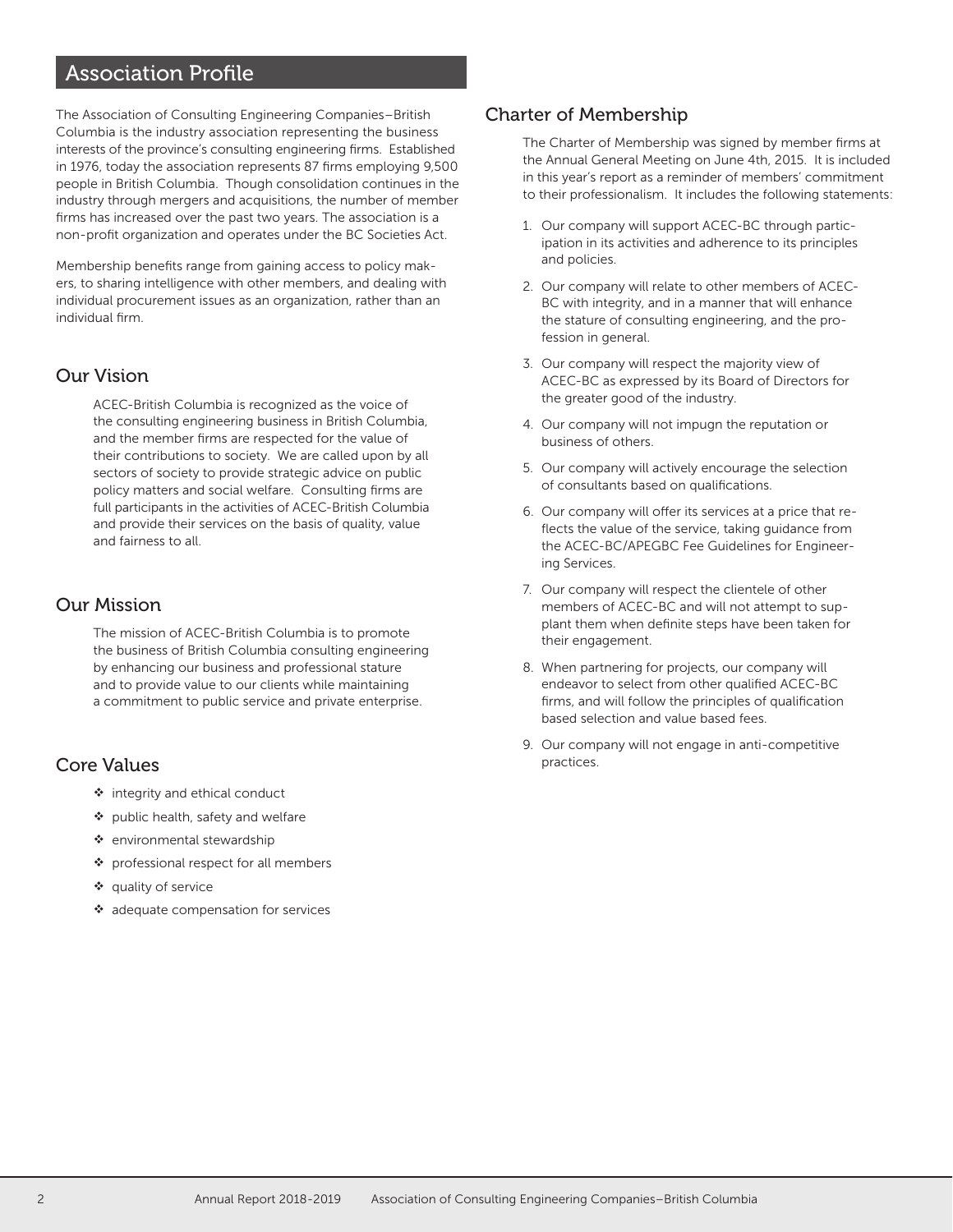# Association Profile

The Association of Consulting Engineering Companies–British Columbia is the industry association representing the business interests of the province's consulting engineering firms. Established in 1976, today the association represents 87 firms employing 9,500 people in British Columbia. Though consolidation continues in the industry through mergers and acquisitions, the number of member firms has increased over the past two years. The association is a non-profit organization and operates under the BC Societies Act.

Membership benefits range from gaining access to policy makers, to sharing intelligence with other members, and dealing with individual procurement issues as an organization, rather than an individual firm.

## Our Vision

ACEC-British Columbia is recognized as the voice of the consulting engineering business in British Columbia, and the member firms are respected for the value of their contributions to society. We are called upon by all sectors of society to provide strategic advice on public policy matters and social welfare. Consulting firms are full participants in the activities of ACEC-British Columbia and provide their services on the basis of quality, value and fairness to all.

## Our Mission

The mission of ACEC-British Columbia is to promote the business of British Columbia consulting engineering by enhancing our business and professional stature and to provide value to our clients while maintaining a commitment to public service and private enterprise.

## Core Values

- integrity and ethical conduct
- public health, safety and welfare
- environmental stewardship
- professional respect for all members
- quality of service
- adequate compensation for services

## Charter of Membership

The Charter of Membership was signed by member firms at the Annual General Meeting on June 4th, 2015. It is included in this year's report as a reminder of members' commitment to their professionalism. It includes the following statements:

1. Our company will support ACEC-BC through participation in its activities and adherence to its principles and policies.
2. Our company will relate to other members of ACEC-BC with integrity, and in a manner that will enhance the stature of consulting engineering, and the profession in general.
3. Our company will respect the majority view of ACEC-BC as expressed by its Board of Directors for the greater good of the industry.
4. Our company will not impugn the reputation or business of others.
5. Our company will actively encourage the selection of consultants based on qualifications.
6. Our company will offer its services at a price that reflects the value of the service, taking guidance from the ACEC-BC/APEGBC Fee Guidelines for Engineering Services.
7. Our company will respect the clientele of other members of ACEC-BC and will not attempt to supplant them when definite steps have been taken for their engagement.
8. When partnering for projects, our company will endeavor to select from other qualified ACEC-BC firms, and will follow the principles of qualification based selection and value based fees.
9. Our company will not engage in anti-competitive practices.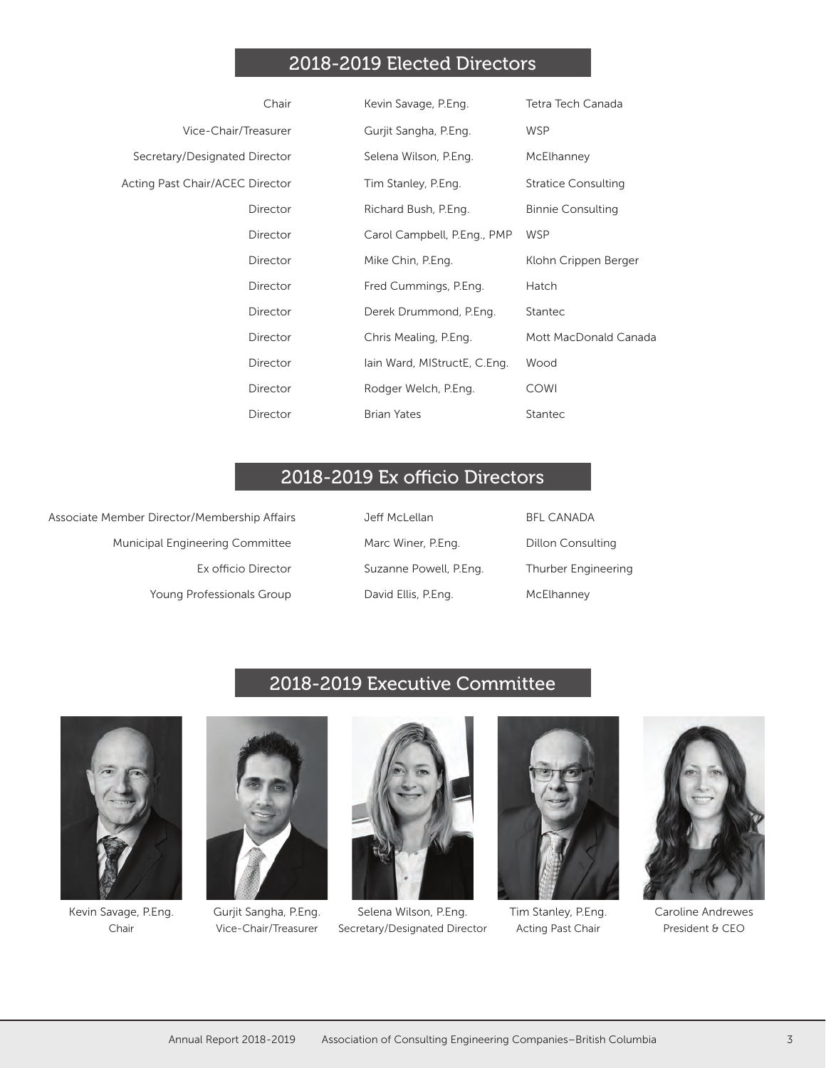## 2018-2019 Elected Directors

| | | |
|---|---|---|
| Chair | Kevin Savage, P.Eng. | Tetra Tech Canada |
| Vice-Chair/Treasurer | Gurjit Sangha, P.Eng. | WSP |
| Secretary/Designated Director | Selena Wilson, P.Eng. | McElhanney |
| Acting Past Chair/ACEC Director | Tim Stanley, P.Eng. | Stratice Consulting |
| Director | Richard Bush, P.Eng. | Binnie Consulting |
| Director | Carol Campbell, P.Eng., PMP | WSP |
| Director | Mike Chin, P.Eng. | Klohn Crippen Berger |
| Director | Fred Cummings, P.Eng. | Hatch |
| Director | Derek Drummond, P.Eng. | Stantec |
| Director | Chris Mealing, P.Eng. | Mott MacDonald Canada |
| Director | Iain Ward, MIStructE, C.Eng. | Wood |
| Director | Rodger Welch, P.Eng. | COWI |
| Director | Brian Yates | Stantec |

## 2018-2019 Ex officio Directors

| | | |
|---|---|---|
| Associate Member Director/Membership Affairs | Jeff McLellan | BFL CANADA |
| Municipal Engineering Committee | Marc Winer, P.Eng. | Dillon Consulting |
| Ex officio Director | Suzanne Powell, P.Eng. | Thurber Engineering |
| Young Professionals Group | David Ellis, P.Eng. | McElhanney |

## 2018-2019 Executive Committee

Kevin Savage, P.Eng.
Chair

Gurjit Sangha, P.Eng.
Vice-Chair/Treasurer

Selena Wilson, P.Eng.
Secretary/Designated Director

Tim Stanley, P.Eng.
Acting Past Chair

Caroline Andrewes
President & CEO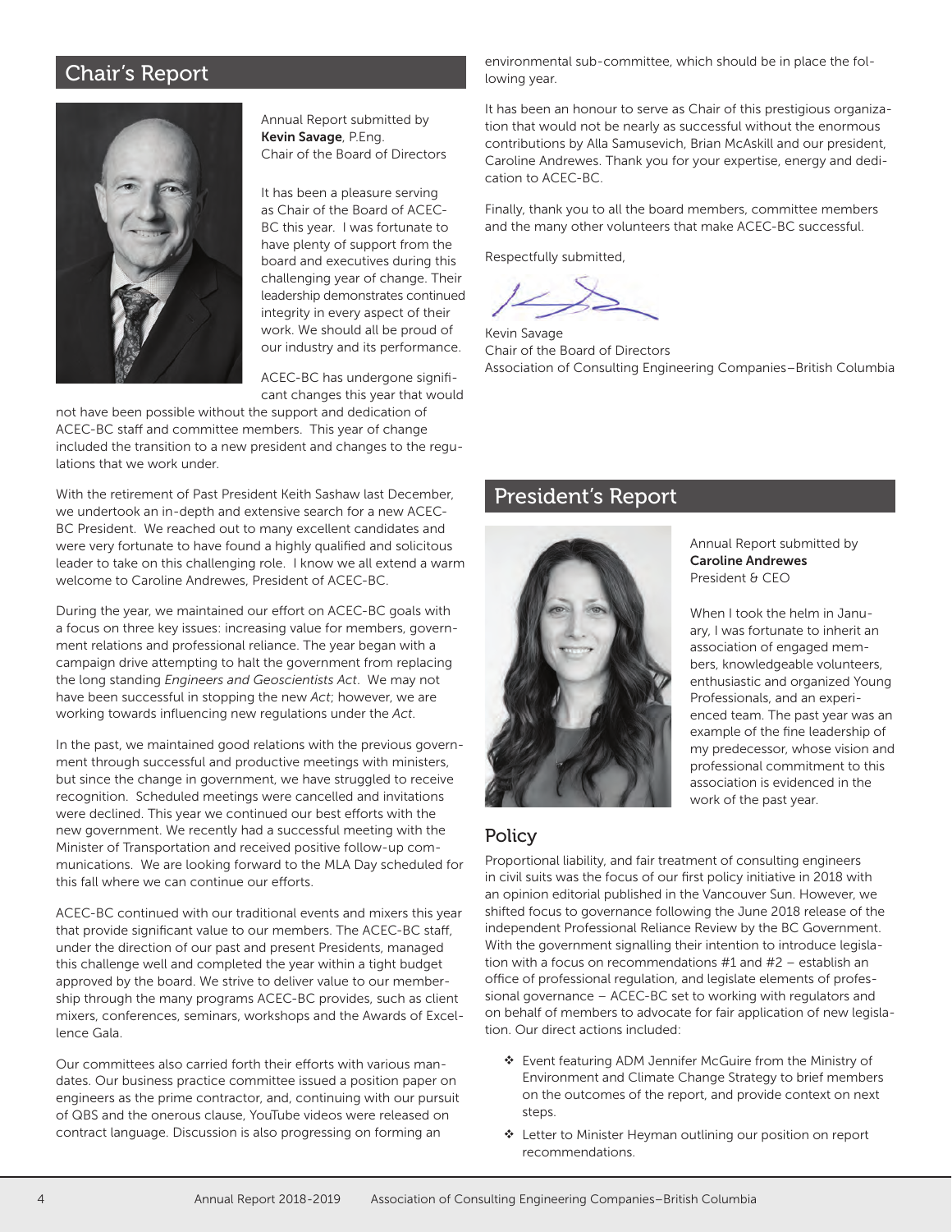## Chair's Report

Annual Report submitted by
**Kevin Savage**, P.Eng.
Chair of the Board of Directors

It has been a pleasure serving as Chair of the Board of ACEC-BC this year. I was fortunate to have plenty of support from the board and executives during this challenging year of change. Their leadership demonstrates continued integrity in every aspect of their work. We should all be proud of our industry and its performance.

ACEC-BC has undergone significant changes this year that would not have been possible without the support and dedication of ACEC-BC staff and committee members. This year of change included the transition to a new president and changes to the regulations that we work under.

With the retirement of Past President Keith Sashaw last December, we undertook an in-depth and extensive search for a new ACEC-BC President. We reached out to many excellent candidates and were very fortunate to have found a highly qualified and solicitous leader to take on this challenging role. I know we all extend a warm welcome to Caroline Andrewes, President of ACEC-BC.

During the year, we maintained our effort on ACEC-BC goals with a focus on three key issues: increasing value for members, government relations and professional reliance. The year began with a campaign drive attempting to halt the government from replacing the long standing *Engineers and Geoscientists Act*. We may not have been successful in stopping the new *Act*; however, we are working towards influencing new regulations under the *Act*.

In the past, we maintained good relations with the previous government through successful and productive meetings with ministers, but since the change in government, we have struggled to receive recognition. Scheduled meetings were cancelled and invitations were declined. This year we continued our best efforts with the new government. We recently had a successful meeting with the Minister of Transportation and received positive follow-up communications. We are looking forward to the MLA Day scheduled for this fall where we can continue our efforts.

ACEC-BC continued with our traditional events and mixers this year that provide significant value to our members. The ACEC-BC staff, under the direction of our past and present Presidents, managed this challenge well and completed the year within a tight budget approved by the board. We strive to deliver value to our membership through the many programs ACEC-BC provides, such as client mixers, conferences, seminars, workshops and the Awards of Excellence Gala.

Our committees also carried forth their efforts with various mandates. Our business practice committee issued a position paper on engineers as the prime contractor, and, continuing with our pursuit of QBS and the onerous clause, YouTube videos were released on contract language. Discussion is also progressing on forming an environmental sub-committee, which should be in place the following year.

It has been an honour to serve as Chair of this prestigious organization that would not be nearly as successful without the enormous contributions by Alla Samusevich, Brian McAskill and our president, Caroline Andrewes. Thank you for your expertise, energy and dedication to ACEC-BC.

Finally, thank you to all the board members, committee members and the many other volunteers that make ACEC-BC successful.

Respectfully submitted,

Kevin Savage
Chair of the Board of Directors
Association of Consulting Engineering Companies–British Columbia

## President's Report

Annual Report submitted by
**Caroline Andrewes**
President & CEO

When I took the helm in January, I was fortunate to inherit an association of engaged members, knowledgeable volunteers, enthusiastic and organized Young Professionals, and an experienced team. The past year was an example of the fine leadership of my predecessor, whose vision and professional commitment to this association is evidenced in the work of the past year.

### Policy

Proportional liability, and fair treatment of consulting engineers in civil suits was the focus of our first policy initiative in 2018 with an opinion editorial published in the Vancouver Sun. However, we shifted focus to governance following the June 2018 release of the independent Professional Reliance Review by the BC Government. With the government signalling their intention to introduce legislation with a focus on recommendations #1 and #2 – establish an office of professional regulation, and legislate elements of professional governance – ACEC-BC set to working with regulators and on behalf of members to advocate for fair application of new legislation. Our direct actions included:

- Event featuring ADM Jennifer McGuire from the Ministry of Environment and Climate Change Strategy to brief members on the outcomes of the report, and provide context on next steps.
- Letter to Minister Heyman outlining our position on report recommendations.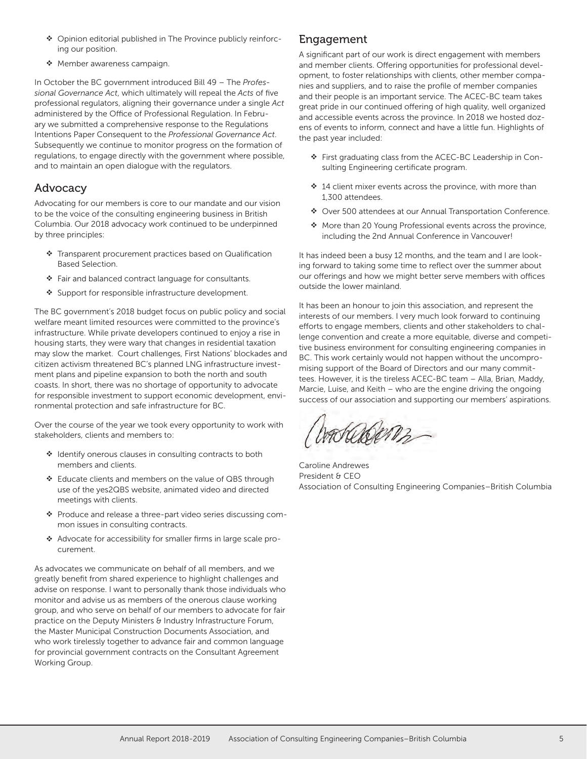- Opinion editorial published in The Province publicly reinforcing our position.
- Member awareness campaign.

In October the BC government introduced Bill 49 – The *Professional Governance Act*, which ultimately will repeal the *Acts* of five professional regulators, aligning their governance under a single *Act* administered by the Office of Professional Regulation. In February we submitted a comprehensive response to the Regulations Intentions Paper Consequent to the *Professional Governance Act*. Subsequently we continue to monitor progress on the formation of regulations, to engage directly with the government where possible, and to maintain an open dialogue with the regulators.

## Advocacy

Advocating for our members is core to our mandate and our vision to be the voice of the consulting engineering business in British Columbia. Our 2018 advocacy work continued to be underpinned by three principles:

- Transparent procurement practices based on Qualification Based Selection.
- Fair and balanced contract language for consultants.
- Support for responsible infrastructure development.

The BC government's 2018 budget focus on public policy and social welfare meant limited resources were committed to the province's infrastructure. While private developers continued to enjoy a rise in housing starts, they were wary that changes in residential taxation may slow the market. Court challenges, First Nations' blockades and citizen activism threatened BC's planned LNG infrastructure investment plans and pipeline expansion to both the north and south coasts. In short, there was no shortage of opportunity to advocate for responsible investment to support economic development, environmental protection and safe infrastructure for BC.

Over the course of the year we took every opportunity to work with stakeholders, clients and members to:

- Identify onerous clauses in consulting contracts to both members and clients.
- Educate clients and members on the value of QBS through use of the yes2QBS website, animated video and directed meetings with clients.
- Produce and release a three-part video series discussing common issues in consulting contracts.
- Advocate for accessibility for smaller firms in large scale procurement.

As advocates we communicate on behalf of all members, and we greatly benefit from shared experience to highlight challenges and advise on response. I want to personally thank those individuals who monitor and advise us as members of the onerous clause working group, and who serve on behalf of our members to advocate for fair practice on the Deputy Ministers & Industry Infrastructure Forum, the Master Municipal Construction Documents Association, and who work tirelessly together to advance fair and common language for provincial government contracts on the Consultant Agreement Working Group.

## Engagement

A significant part of our work is direct engagement with members and member clients. Offering opportunities for professional development, to foster relationships with clients, other member companies and suppliers, and to raise the profile of member companies and their people is an important service. The ACEC-BC team takes great pride in our continued offering of high quality, well organized and accessible events across the province. In 2018 we hosted dozens of events to inform, connect and have a little fun. Highlights of the past year included:

- First graduating class from the ACEC-BC Leadership in Consulting Engineering certificate program.
- 14 client mixer events across the province, with more than 1,300 attendees.
- Over 500 attendees at our Annual Transportation Conference.
- More than 20 Young Professional events across the province, including the 2nd Annual Conference in Vancouver!

It has indeed been a busy 12 months, and the team and I are looking forward to taking some time to reflect over the summer about our offerings and how we might better serve members with offices outside the lower mainland.

It has been an honour to join this association, and represent the interests of our members. I very much look forward to continuing efforts to engage members, clients and other stakeholders to challenge convention and create a more equitable, diverse and competitive business environment for consulting engineering companies in BC. This work certainly would not happen without the uncompromising support of the Board of Directors and our many committees. However, it is the tireless ACEC-BC team – Alla, Brian, Maddy, Marcie, Luise, and Keith – who are the engine driving the ongoing success of our association and supporting our members' aspirations.

Caroline Andrewes
President & CEO
Association of Consulting Engineering Companies–British Columbia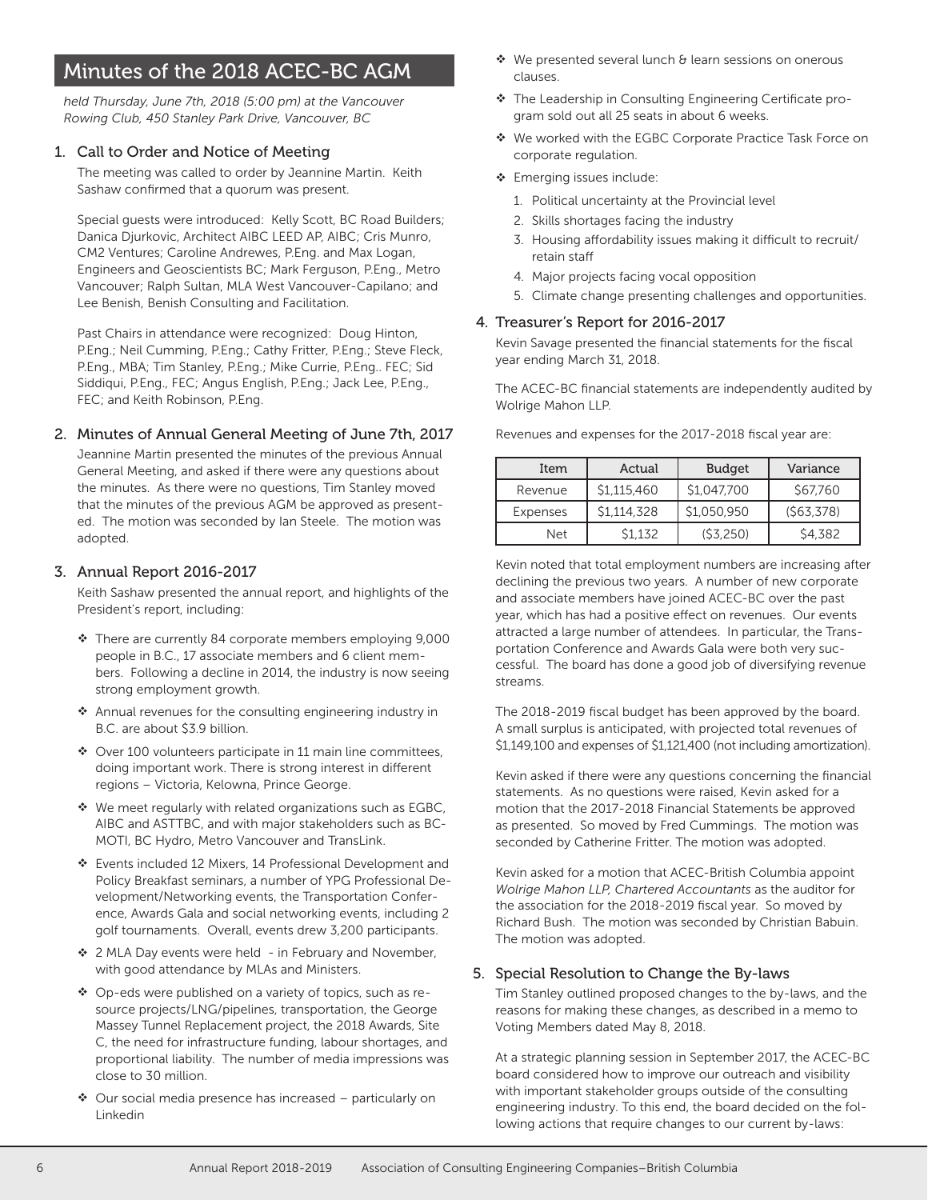## Minutes of the 2018 ACEC-BC AGM

*held Thursday, June 7th, 2018 (5:00 pm) at the Vancouver Rowing Club, 450 Stanley Park Drive, Vancouver, BC*

### 1. Call to Order and Notice of Meeting

The meeting was called to order by Jeannine Martin. Keith Sashaw confirmed that a quorum was present.

Special guests were introduced: Kelly Scott, BC Road Builders; Danica Djurkovic, Architect AIBC LEED AP, AIBC; Cris Munro, CM2 Ventures; Caroline Andrewes, P.Eng. and Max Logan, Engineers and Geoscientists BC; Mark Ferguson, P.Eng., Metro Vancouver; Ralph Sultan, MLA West Vancouver-Capilano; and Lee Benish, Benish Consulting and Facilitation.

Past Chairs in attendance were recognized: Doug Hinton, P.Eng.; Neil Cumming, P.Eng.; Cathy Fritter, P.Eng.; Steve Fleck, P.Eng., MBA; Tim Stanley, P.Eng.; Mike Currie, P.Eng.. FEC; Sid Siddiqui, P.Eng., FEC; Angus English, P.Eng.; Jack Lee, P.Eng., FEC; and Keith Robinson, P.Eng.

### 2. Minutes of Annual General Meeting of June 7th, 2017

Jeannine Martin presented the minutes of the previous Annual General Meeting, and asked if there were any questions about the minutes. As there were no questions, Tim Stanley moved that the minutes of the previous AGM be approved as presented. The motion was seconded by Ian Steele. The motion was adopted.

### 3. Annual Report 2016-2017

Keith Sashaw presented the annual report, and highlights of the President's report, including:

- There are currently 84 corporate members employing 9,000 people in B.C., 17 associate members and 6 client members. Following a decline in 2014, the industry is now seeing strong employment growth.
- Annual revenues for the consulting engineering industry in B.C. are about $3.9 billion.
- Over 100 volunteers participate in 11 main line committees, doing important work. There is strong interest in different regions – Victoria, Kelowna, Prince George.
- We meet regularly with related organizations such as EGBC, AIBC and ASTTBC, and with major stakeholders such as BC-MOTI, BC Hydro, Metro Vancouver and TransLink.
- Events included 12 Mixers, 14 Professional Development and Policy Breakfast seminars, a number of YPG Professional Development/Networking events, the Transportation Conference, Awards Gala and social networking events, including 2 golf tournaments. Overall, events drew 3,200 participants.
- 2 MLA Day events were held - in February and November, with good attendance by MLAs and Ministers.
- Op-eds were published on a variety of topics, such as resource projects/LNG/pipelines, transportation, the George Massey Tunnel Replacement project, the 2018 Awards, Site C, the need for infrastructure funding, labour shortages, and proportional liability. The number of media impressions was close to 30 million.
- Our social media presence has increased – particularly on Linkedin
- We presented several lunch & learn sessions on onerous clauses.
- The Leadership in Consulting Engineering Certificate program sold out all 25 seats in about 6 weeks.
- We worked with the EGBC Corporate Practice Task Force on corporate regulation.
- Emerging issues include:
  1. Political uncertainty at the Provincial level
  2. Skills shortages facing the industry
  3. Housing affordability issues making it difficult to recruit/retain staff
  4. Major projects facing vocal opposition
  5. Climate change presenting challenges and opportunities.

### 4. Treasurer's Report for 2016-2017

Kevin Savage presented the financial statements for the fiscal year ending March 31, 2018.

The ACEC-BC financial statements are independently audited by Wolrige Mahon LLP.

Revenues and expenses for the 2017-2018 fiscal year are:

| Item | Actual | Budget | Variance |
|---|---|---|---|
| Revenue | $1,115,460 | $1,047,700 | $67,760 |
| Expenses | $1,114,328 | $1,050,950 | ($63,378) |
| Net | $1,132 | ($3,250) | $4,382 |

Kevin noted that total employment numbers are increasing after declining the previous two years. A number of new corporate and associate members have joined ACEC-BC over the past year, which has had a positive effect on revenues. Our events attracted a large number of attendees. In particular, the Transportation Conference and Awards Gala were both very successful. The board has done a good job of diversifying revenue streams.

The 2018-2019 fiscal budget has been approved by the board. A small surplus is anticipated, with projected total revenues of $1,149,100 and expenses of $1,121,400 (not including amortization).

Kevin asked if there were any questions concerning the financial statements. As no questions were raised, Kevin asked for a motion that the 2017-2018 Financial Statements be approved as presented. So moved by Fred Cummings. The motion was seconded by Catherine Fritter. The motion was adopted.

Kevin asked for a motion that ACEC-British Columbia appoint *Wolrige Mahon LLP, Chartered Accountants* as the auditor for the association for the 2018-2019 fiscal year. So moved by Richard Bush. The motion was seconded by Christian Babuin. The motion was adopted.

### 5. Special Resolution to Change the By-laws

Tim Stanley outlined proposed changes to the by-laws, and the reasons for making these changes, as described in a memo to Voting Members dated May 8, 2018.

At a strategic planning session in September 2017, the ACEC-BC board considered how to improve our outreach and visibility with important stakeholder groups outside of the consulting engineering industry. To this end, the board decided on the following actions that require changes to our current by-laws: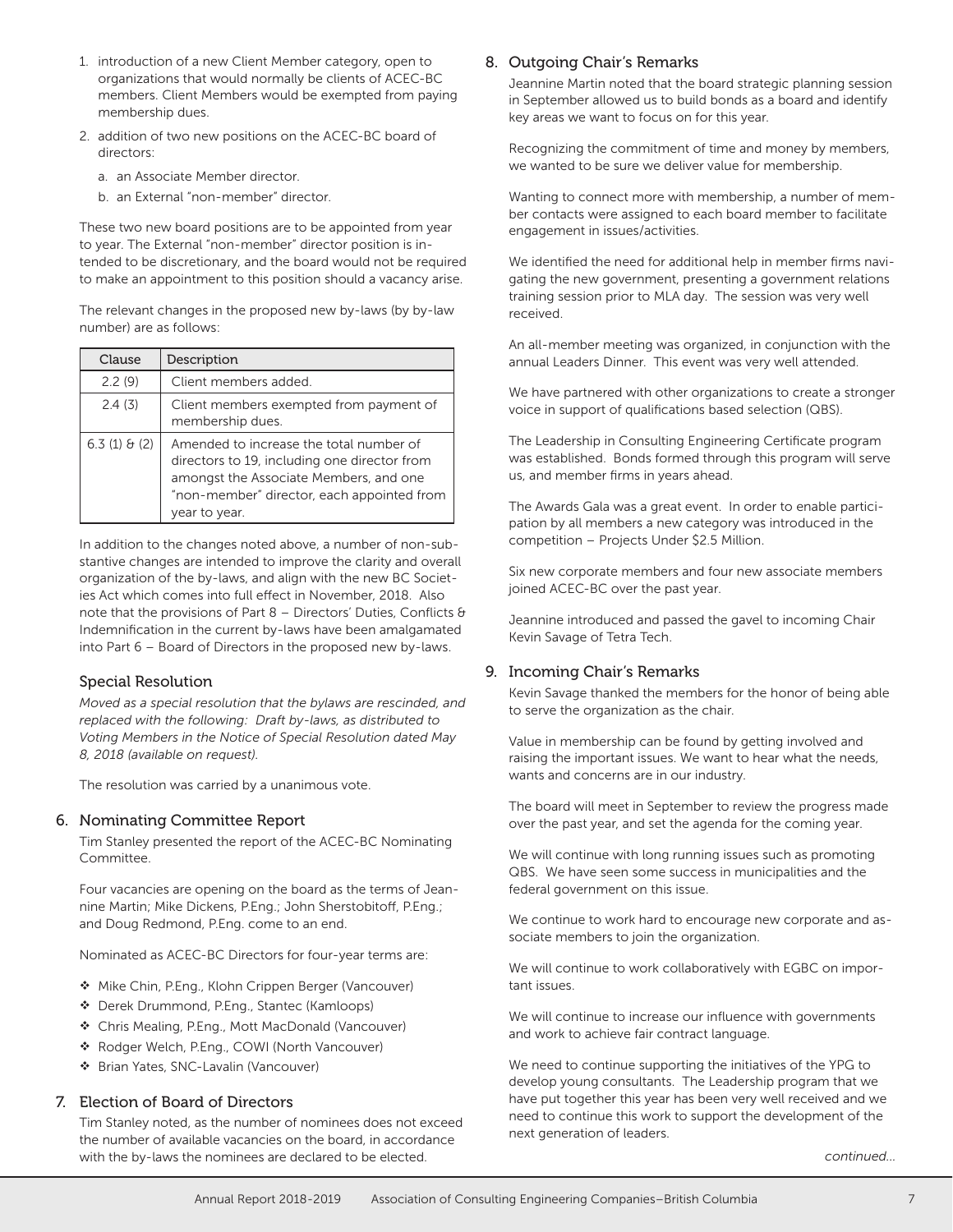1. introduction of a new Client Member category, open to organizations that would normally be clients of ACEC-BC members. Client Members would be exempted from paying membership dues.
2. addition of two new positions on the ACEC-BC board of directors:
   a. an Associate Member director.
   b. an External "non-member" director.

These two new board positions are to be appointed from year to year. The External "non-member" director position is intended to be discretionary, and the board would not be required to make an appointment to this position should a vacancy arise.

The relevant changes in the proposed new by-laws (by by-law number) are as follows:

| Clause | Description |
|---|---|
| 2.2 (9) | Client members added. |
| 2.4 (3) | Client members exempted from payment of membership dues. |
| 6.3 (1) & (2) | Amended to increase the total number of directors to 19, including one director from amongst the Associate Members, and one "non-member" director, each appointed from year to year. |

In addition to the changes noted above, a number of non-substantive changes are intended to improve the clarity and overall organization of the by-laws, and align with the new BC Societies Act which comes into full effect in November, 2018. Also note that the provisions of Part 8 – Directors' Duties, Conflicts & Indemnification in the current by-laws have been amalgamated into Part 6 – Board of Directors in the proposed new by-laws.

### Special Resolution

*Moved as a special resolution that the bylaws are rescinded, and replaced with the following: Draft by-laws, as distributed to Voting Members in the Notice of Special Resolution dated May 8, 2018 (available on request).*

The resolution was carried by a unanimous vote.

## 6. Nominating Committee Report

Tim Stanley presented the report of the ACEC-BC Nominating Committee.

Four vacancies are opening on the board as the terms of Jeannine Martin; Mike Dickens, P.Eng.; John Sherstobitoff, P.Eng.; and Doug Redmond, P.Eng. come to an end.

Nominated as ACEC-BC Directors for four-year terms are:

- Mike Chin, P.Eng., Klohn Crippen Berger (Vancouver)
- Derek Drummond, P.Eng., Stantec (Kamloops)
- Chris Mealing, P.Eng., Mott MacDonald (Vancouver)
- Rodger Welch, P.Eng., COWI (North Vancouver)
- Brian Yates, SNC-Lavalin (Vancouver)

## 7. Election of Board of Directors

Tim Stanley noted, as the number of nominees does not exceed the number of available vacancies on the board, in accordance with the by-laws the nominees are declared to be elected.

## 8. Outgoing Chair's Remarks

Jeannine Martin noted that the board strategic planning session in September allowed us to build bonds as a board and identify key areas we want to focus on for this year.

Recognizing the commitment of time and money by members, we wanted to be sure we deliver value for membership.

Wanting to connect more with membership, a number of member contacts were assigned to each board member to facilitate engagement in issues/activities.

We identified the need for additional help in member firms navigating the new government, presenting a government relations training session prior to MLA day. The session was very well received.

An all-member meeting was organized, in conjunction with the annual Leaders Dinner. This event was very well attended.

We have partnered with other organizations to create a stronger voice in support of qualifications based selection (QBS).

The Leadership in Consulting Engineering Certificate program was established. Bonds formed through this program will serve us, and member firms in years ahead.

The Awards Gala was a great event. In order to enable participation by all members a new category was introduced in the competition – Projects Under $2.5 Million.

Six new corporate members and four new associate members joined ACEC-BC over the past year.

Jeannine introduced and passed the gavel to incoming Chair Kevin Savage of Tetra Tech.

## 9. Incoming Chair's Remarks

Kevin Savage thanked the members for the honor of being able to serve the organization as the chair.

Value in membership can be found by getting involved and raising the important issues. We want to hear what the needs, wants and concerns are in our industry.

The board will meet in September to review the progress made over the past year, and set the agenda for the coming year.

We will continue with long running issues such as promoting QBS. We have seen some success in municipalities and the federal government on this issue.

We continue to work hard to encourage new corporate and associate members to join the organization.

We will continue to work collaboratively with EGBC on important issues.

We will continue to increase our influence with governments and work to achieve fair contract language.

We need to continue supporting the initiatives of the YPG to develop young consultants. The Leadership program that we have put together this year has been very well received and we need to continue this work to support the development of the next generation of leaders.

*continued...*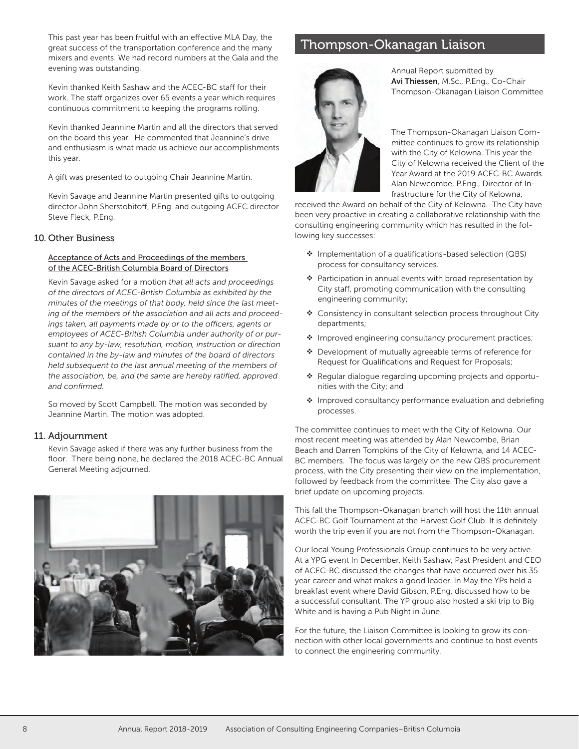This past year has been fruitful with an effective MLA Day, the great success of the transportation conference and the many mixers and events. We had record numbers at the Gala and the evening was outstanding.

Kevin thanked Keith Sashaw and the ACEC-BC staff for their work. The staff organizes over 65 events a year which requires continuous commitment to keeping the programs rolling.

Kevin thanked Jeannine Martin and all the directors that served on the board this year. He commented that Jeannine's drive and enthusiasm is what made us achieve our accomplishments this year.

A gift was presented to outgoing Chair Jeannine Martin.

Kevin Savage and Jeannine Martin presented gifts to outgoing director John Sherstobitoff, P.Eng. and outgoing ACEC director Steve Fleck, P.Eng.

### 10. Other Business

Acceptance of Acts and Proceedings of the members of the ACEC-British Columbia Board of Directors

Kevin Savage asked for a motion *that all acts and proceedings of the directors of ACEC-British Columbia as exhibited by the minutes of the meetings of that body, held since the last meeting of the members of the association and all acts and proceedings taken, all payments made by or to the officers, agents or employees of ACEC-British Columbia under authority of or pursuant to any by-law, resolution, motion, instruction or direction contained in the by-law and minutes of the board of directors held subsequent to the last annual meeting of the members of the association, be, and the same are hereby ratified, approved and confirmed.*

So moved by Scott Campbell. The motion was seconded by Jeannine Martin. The motion was adopted.

### 11. Adjournment

Kevin Savage asked if there was any further business from the floor. There being none, he declared the 2018 ACEC-BC Annual General Meeting adjourned.

## Thompson-Okanagan Liaison

Annual Report submitted by
**Avi Thiessen**, M.Sc., P.Eng., Co-Chair
Thompson-Okanagan Liaison Committee

The Thompson-Okanagan Liaison Committee continues to grow its relationship with the City of Kelowna. This year the City of Kelowna received the Client of the Year Award at the 2019 ACEC-BC Awards. Alan Newcombe, P.Eng., Director of Infrastructure for the City of Kelowna, received the Award on behalf of the City of Kelowna. The City have been very proactive in creating a collaborative relationship with the consulting engineering community which has resulted in the following key successes:

- Implementation of a qualifications-based selection (QBS) process for consultancy services.
- Participation in annual events with broad representation by City staff, promoting communication with the consulting engineering community;
- Consistency in consultant selection process throughout City departments;
- Improved engineering consultancy procurement practices;
- Development of mutually agreeable terms of reference for Request for Qualifications and Request for Proposals;
- Regular dialogue regarding upcoming projects and opportunities with the City; and
- Improved consultancy performance evaluation and debriefing processes.

The committee continues to meet with the City of Kelowna. Our most recent meeting was attended by Alan Newcombe, Brian Beach and Darren Tompkins of the City of Kelowna, and 14 ACEC-BC members. The focus was largely on the new QBS procurement process, with the City presenting their view on the implementation, followed by feedback from the committee. The City also gave a brief update on upcoming projects.

This fall the Thompson-Okanagan branch will host the 11th annual ACEC-BC Golf Tournament at the Harvest Golf Club. It is definitely worth the trip even if you are not from the Thompson-Okanagan.

Our local Young Professionals Group continues to be very active. At a YPG event In December, Keith Sashaw, Past President and CEO of ACEC-BC discussed the changes that have occurred over his 35 year career and what makes a good leader. In May the YPs held a breakfast event where David Gibson, P.Eng, discussed how to be a successful consultant. The YP group also hosted a ski trip to Big White and is having a Pub Night in June.

For the future, the Liaison Committee is looking to grow its connection with other local governments and continue to host events to connect the engineering community.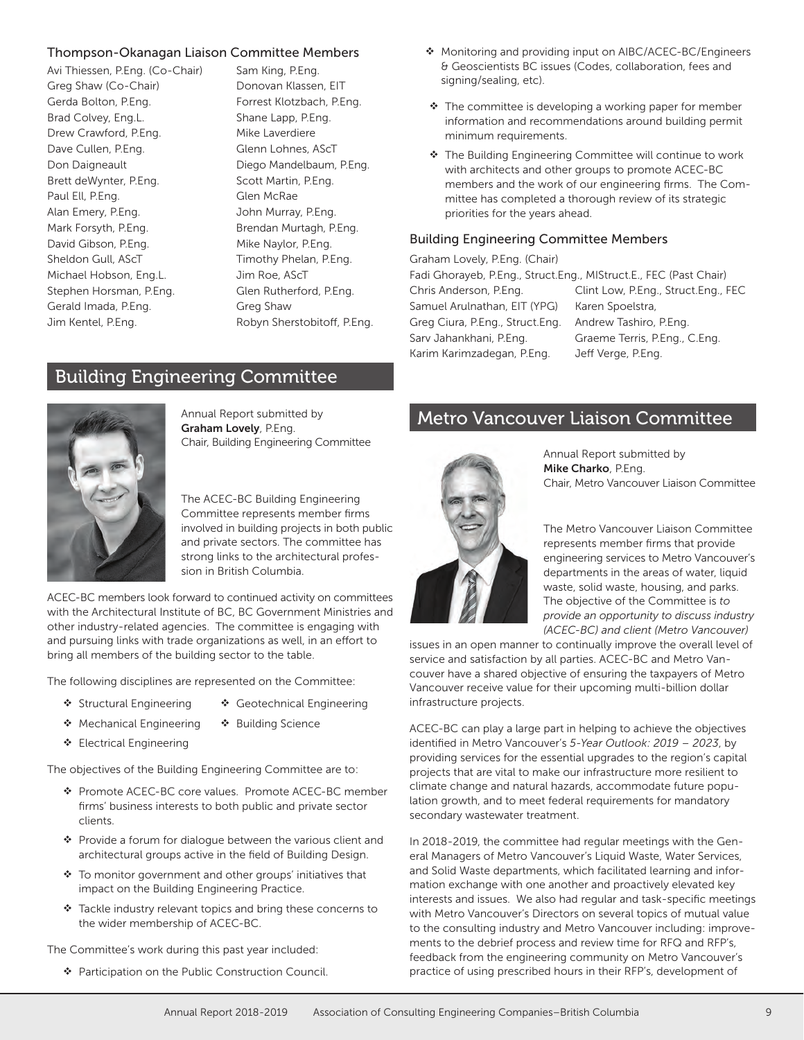### Thompson-Okanagan Liaison Committee Members

Avi Thiessen, P.Eng. (Co-Chair)
Greg Shaw (Co-Chair)
Gerda Bolton, P.Eng.
Brad Colvey, Eng.L.
Drew Crawford, P.Eng.
Dave Cullen, P.Eng.
Don Daigneault
Brett deWynter, P.Eng.
Paul Ell, P.Eng.
Alan Emery, P.Eng.
Mark Forsyth, P.Eng.
David Gibson, P.Eng.
Sheldon Gull, AScT
Michael Hobson, Eng.L.
Stephen Horsman, P.Eng.
Gerald Imada, P.Eng.
Jim Kentel, P.Eng.
Sam King, P.Eng.
Donovan Klassen, EIT
Forrest Klotzbach, P.Eng.
Shane Lapp, P.Eng.
Mike Laverdiere
Glenn Lohnes, AScT
Diego Mandelbaum, P.Eng.
Scott Martin, P.Eng.
Glen McRae
John Murray, P.Eng.
Brendan Murtagh, P.Eng.
Mike Naylor, P.Eng.
Timothy Phelan, P.Eng.
Jim Roe, AScT
Glen Rutherford, P.Eng.
Greg Shaw
Robyn Sherstobitoff, P.Eng.

## Building Engineering Committee

Annual Report submitted by
**Graham Lovely**, P.Eng.
Chair, Building Engineering Committee

The ACEC-BC Building Engineering Committee represents member firms involved in building projects in both public and private sectors. The committee has strong links to the architectural profession in British Columbia.

ACEC-BC members look forward to continued activity on committees with the Architectural Institute of BC, BC Government Ministries and other industry-related agencies. The committee is engaging with and pursuing links with trade organizations as well, in an effort to bring all members of the building sector to the table.

The following disciplines are represented on the Committee:

- Structural Engineering
- Geotechnical Engineering
- Mechanical Engineering
- Building Science
- Electrical Engineering

The objectives of the Building Engineering Committee are to:

- Promote ACEC-BC core values. Promote ACEC-BC member firms' business interests to both public and private sector clients.
- Provide a forum for dialogue between the various client and architectural groups active in the field of Building Design.
- To monitor government and other groups' initiatives that impact on the Building Engineering Practice.
- Tackle industry relevant topics and bring these concerns to the wider membership of ACEC-BC.

The Committee's work during this past year included:

- Participation on the Public Construction Council.
- Monitoring and providing input on AIBC/ACEC-BC/Engineers & Geoscientists BC issues (Codes, collaboration, fees and signing/sealing, etc).
- The committee is developing a working paper for member information and recommendations around building permit minimum requirements.
- The Building Engineering Committee will continue to work with architects and other groups to promote ACEC-BC members and the work of our engineering firms. The Committee has completed a thorough review of its strategic priorities for the years ahead.

### Building Engineering Committee Members

Graham Lovely, P.Eng. (Chair)
Fadi Ghorayeb, P.Eng., Struct.Eng., MIStruct.E., FEC (Past Chair)
Chris Anderson, P.Eng.
Samuel Arulnathan, EIT (YPG)
Greg Ciura, P.Eng., Struct.Eng.
Sarv Jahankhani, P.Eng.
Karim Karimzadegan, P.Eng.
Clint Low, P.Eng., Struct.Eng., FEC
Karen Spoelstra,
Andrew Tashiro, P.Eng.
Graeme Terris, P.Eng., C.Eng.
Jeff Verge, P.Eng.

## Metro Vancouver Liaison Committee

Annual Report submitted by
**Mike Charko**, P.Eng.
Chair, Metro Vancouver Liaison Committee

The Metro Vancouver Liaison Committee represents member firms that provide engineering services to Metro Vancouver's departments in the areas of water, liquid waste, solid waste, housing, and parks. The objective of the Committee is *to provide an opportunity to discuss industry (ACEC-BC) and client (Metro Vancouver)* issues in an open manner to continually improve the overall level of service and satisfaction by all parties. ACEC-BC and Metro Vancouver have a shared objective of ensuring the taxpayers of Metro Vancouver receive value for their upcoming multi-billion dollar infrastructure projects.

ACEC-BC can play a large part in helping to achieve the objectives identified in Metro Vancouver's *5-Year Outlook: 2019 – 2023*, by providing services for the essential upgrades to the region's capital projects that are vital to make our infrastructure more resilient to climate change and natural hazards, accommodate future population growth, and to meet federal requirements for mandatory secondary wastewater treatment.

In 2018-2019, the committee had regular meetings with the General Managers of Metro Vancouver's Liquid Waste, Water Services, and Solid Waste departments, which facilitated learning and information exchange with one another and proactively elevated key interests and issues. We also had regular and task-specific meetings with Metro Vancouver's Directors on several topics of mutual value to the consulting industry and Metro Vancouver including: improvements to the debrief process and review time for RFQ and RFP's, feedback from the engineering community on Metro Vancouver's practice of using prescribed hours in their RFP's, development of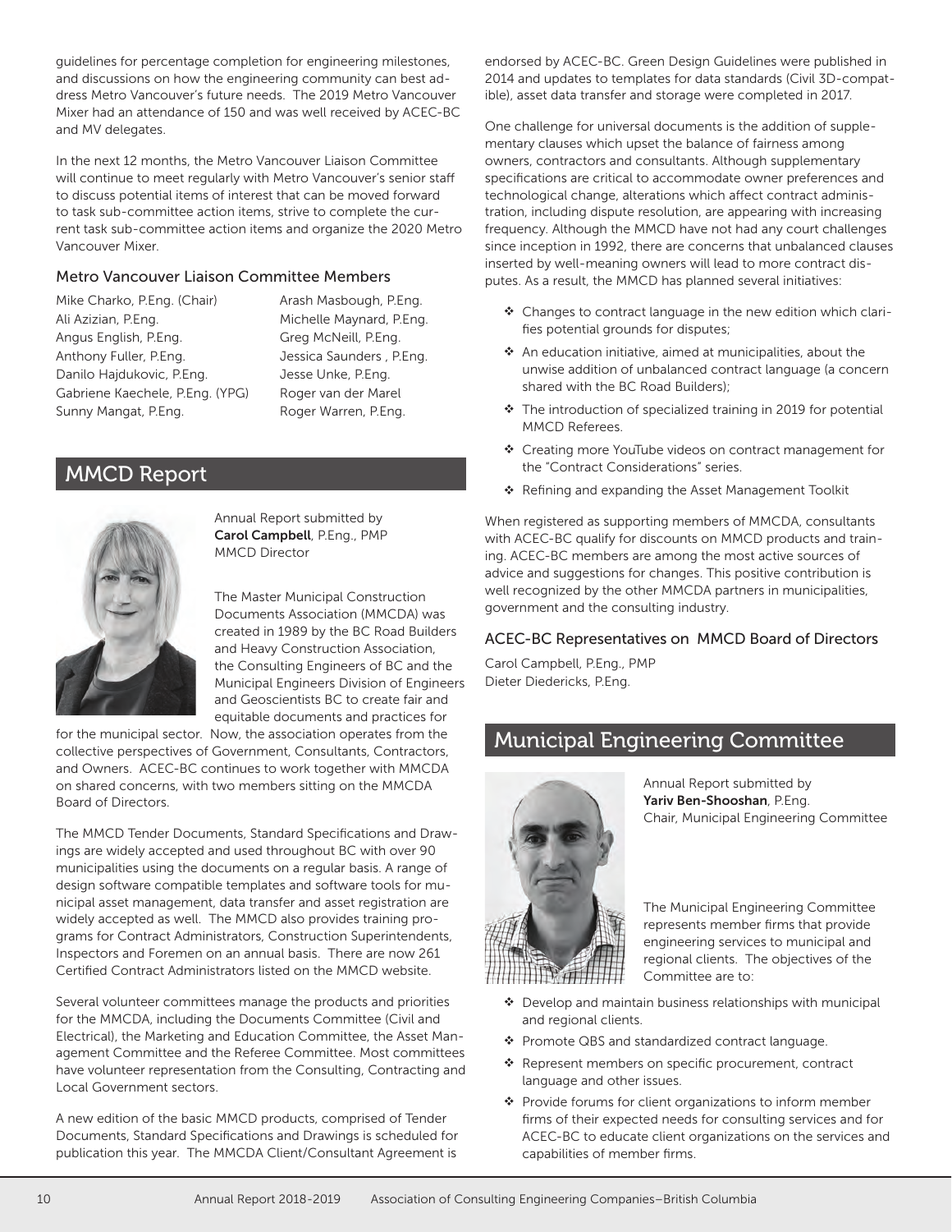guidelines for percentage completion for engineering milestones, and discussions on how the engineering community can best address Metro Vancouver's future needs. The 2019 Metro Vancouver Mixer had an attendance of 150 and was well received by ACEC-BC and MV delegates.

In the next 12 months, the Metro Vancouver Liaison Committee will continue to meet regularly with Metro Vancouver's senior staff to discuss potential items of interest that can be moved forward to task sub-committee action items, strive to complete the current task sub-committee action items and organize the 2020 Metro Vancouver Mixer.

### Metro Vancouver Liaison Committee Members

Mike Charko, P.Eng. (Chair)
Ali Azizian, P.Eng.
Angus English, P.Eng.
Anthony Fuller, P.Eng.
Danilo Hajdukovic, P.Eng.
Gabriene Kaechele, P.Eng. (YPG)
Sunny Mangat, P.Eng.
Arash Masbough, P.Eng.
Michelle Maynard, P.Eng.
Greg McNeill, P.Eng.
Jessica Saunders , P.Eng.
Jesse Unke, P.Eng.
Roger van der Marel
Roger Warren, P.Eng.

## MMCD Report

Annual Report submitted by **Carol Campbell**, P.Eng., PMP
MMCD Director

The Master Municipal Construction Documents Association (MMCDA) was created in 1989 by the BC Road Builders and Heavy Construction Association, the Consulting Engineers of BC and the Municipal Engineers Division of Engineers and Geoscientists BC to create fair and equitable documents and practices for the municipal sector. Now, the association operates from the collective perspectives of Government, Consultants, Contractors, and Owners. ACEC-BC continues to work together with MMCDA on shared concerns, with two members sitting on the MMCDA Board of Directors.

The MMCD Tender Documents, Standard Specifications and Drawings are widely accepted and used throughout BC with over 90 municipalities using the documents on a regular basis. A range of design software compatible templates and software tools for municipal asset management, data transfer and asset registration are widely accepted as well. The MMCD also provides training programs for Contract Administrators, Construction Superintendents, Inspectors and Foremen on an annual basis. There are now 261 Certified Contract Administrators listed on the MMCD website.

Several volunteer committees manage the products and priorities for the MMCDA, including the Documents Committee (Civil and Electrical), the Marketing and Education Committee, the Asset Management Committee and the Referee Committee. Most committees have volunteer representation from the Consulting, Contracting and Local Government sectors.

A new edition of the basic MMCD products, comprised of Tender Documents, Standard Specifications and Drawings is scheduled for publication this year. The MMCDA Client/Consultant Agreement is endorsed by ACEC-BC. Green Design Guidelines were published in 2014 and updates to templates for data standards (Civil 3D-compatible), asset data transfer and storage were completed in 2017.

One challenge for universal documents is the addition of supplementary clauses which upset the balance of fairness among owners, contractors and consultants. Although supplementary specifications are critical to accommodate owner preferences and technological change, alterations which affect contract administration, including dispute resolution, are appearing with increasing frequency. Although the MMCD have not had any court challenges since inception in 1992, there are concerns that unbalanced clauses inserted by well-meaning owners will lead to more contract disputes. As a result, the MMCD has planned several initiatives:

- Changes to contract language in the new edition which clarifies potential grounds for disputes;
- An education initiative, aimed at municipalities, about the unwise addition of unbalanced contract language (a concern shared with the BC Road Builders);
- The introduction of specialized training in 2019 for potential MMCD Referees.
- Creating more YouTube videos on contract management for the "Contract Considerations" series.
- Refining and expanding the Asset Management Toolkit

When registered as supporting members of MMCDA, consultants with ACEC-BC qualify for discounts on MMCD products and training. ACEC-BC members are among the most active sources of advice and suggestions for changes. This positive contribution is well recognized by the other MMCDA partners in municipalities, government and the consulting industry.

### ACEC-BC Representatives on MMCD Board of Directors

Carol Campbell, P.Eng., PMP
Dieter Diedericks, P.Eng.

## Municipal Engineering Committee

Annual Report submitted by **Yariv Ben-Shooshan**, P.Eng.
Chair, Municipal Engineering Committee

The Municipal Engineering Committee represents member firms that provide engineering services to municipal and regional clients. The objectives of the Committee are to:

- Develop and maintain business relationships with municipal and regional clients.
- Promote QBS and standardized contract language.
- Represent members on specific procurement, contract language and other issues.
- Provide forums for client organizations to inform member firms of their expected needs for consulting services and for ACEC-BC to educate client organizations on the services and capabilities of member firms.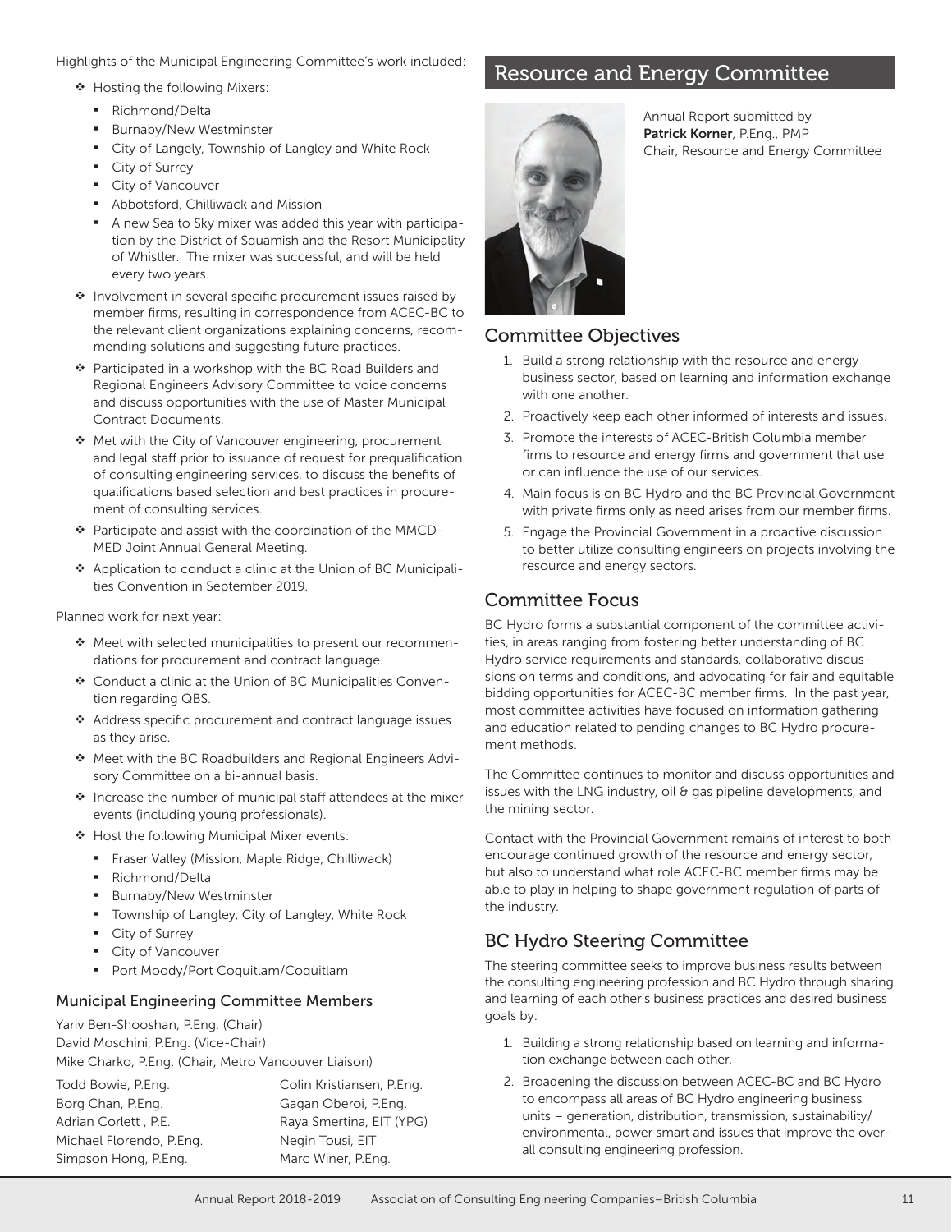Highlights of the Municipal Engineering Committee's work included:

- Hosting the following Mixers:
  - Richmond/Delta
  - Burnaby/New Westminster
  - City of Langely, Township of Langley and White Rock
  - City of Surrey
  - City of Vancouver
  - Abbotsford, Chilliwack and Mission
  - A new Sea to Sky mixer was added this year with participation by the District of Squamish and the Resort Municipality of Whistler. The mixer was successful, and will be held every two years.
- Involvement in several specific procurement issues raised by member firms, resulting in correspondence from ACEC-BC to the relevant client organizations explaining concerns, recommending solutions and suggesting future practices.
- Participated in a workshop with the BC Road Builders and Regional Engineers Advisory Committee to voice concerns and discuss opportunities with the use of Master Municipal Contract Documents.
- Met with the City of Vancouver engineering, procurement and legal staff prior to issuance of request for prequalification of consulting engineering services, to discuss the benefits of qualifications based selection and best practices in procurement of consulting services.
- Participate and assist with the coordination of the MMCD-MED Joint Annual General Meeting.
- Application to conduct a clinic at the Union of BC Municipalities Convention in September 2019.

Planned work for next year:

- Meet with selected municipalities to present our recommendations for procurement and contract language.
- Conduct a clinic at the Union of BC Municipalities Convention regarding QBS.
- Address specific procurement and contract language issues as they arise.
- Meet with the BC Roadbuilders and Regional Engineers Advisory Committee on a bi-annual basis.
- Increase the number of municipal staff attendees at the mixer events (including young professionals).
- Host the following Municipal Mixer events:
  - Fraser Valley (Mission, Maple Ridge, Chilliwack)
  - Richmond/Delta
  - Burnaby/New Westminster
  - Township of Langley, City of Langley, White Rock
  - City of Surrey
  - City of Vancouver
  - Port Moody/Port Coquitlam/Coquitlam

### Municipal Engineering Committee Members

Yariv Ben-Shooshan, P.Eng. (Chair)
David Moschini, P.Eng. (Vice-Chair)
Mike Charko, P.Eng. (Chair, Metro Vancouver Liaison)

Todd Bowie, P.Eng.
Borg Chan, P.Eng.
Adrian Corlett , P.E.
Michael Florendo, P.Eng.
Simpson Hong, P.Eng.
Colin Kristiansen, P.Eng.
Gagan Oberoi, P.Eng.
Raya Smertina, EIT (YPG)
Negin Tousi, EIT
Marc Winer, P.Eng.

## Resource and Energy Committee

Annual Report submitted by
**Patrick Korner**, P.Eng., PMP
Chair, Resource and Energy Committee

### Committee Objectives

1. Build a strong relationship with the resource and energy business sector, based on learning and information exchange with one another.
2. Proactively keep each other informed of interests and issues.
3. Promote the interests of ACEC-British Columbia member firms to resource and energy firms and government that use or can influence the use of our services.
4. Main focus is on BC Hydro and the BC Provincial Government with private firms only as need arises from our member firms.
5. Engage the Provincial Government in a proactive discussion to better utilize consulting engineers on projects involving the resource and energy sectors.

### Committee Focus

BC Hydro forms a substantial component of the committee activities, in areas ranging from fostering better understanding of BC Hydro service requirements and standards, collaborative discussions on terms and conditions, and advocating for fair and equitable bidding opportunities for ACEC-BC member firms. In the past year, most committee activities have focused on information gathering and education related to pending changes to BC Hydro procurement methods.

The Committee continues to monitor and discuss opportunities and issues with the LNG industry, oil & gas pipeline developments, and the mining sector.

Contact with the Provincial Government remains of interest to both encourage continued growth of the resource and energy sector, but also to understand what role ACEC-BC member firms may be able to play in helping to shape government regulation of parts of the industry.

### BC Hydro Steering Committee

The steering committee seeks to improve business results between the consulting engineering profession and BC Hydro through sharing and learning of each other's business practices and desired business goals by:

1. Building a strong relationship based on learning and information exchange between each other.
2. Broadening the discussion between ACEC-BC and BC Hydro to encompass all areas of BC Hydro engineering business units – generation, distribution, transmission, sustainability/environmental, power smart and issues that improve the overall consulting engineering profession.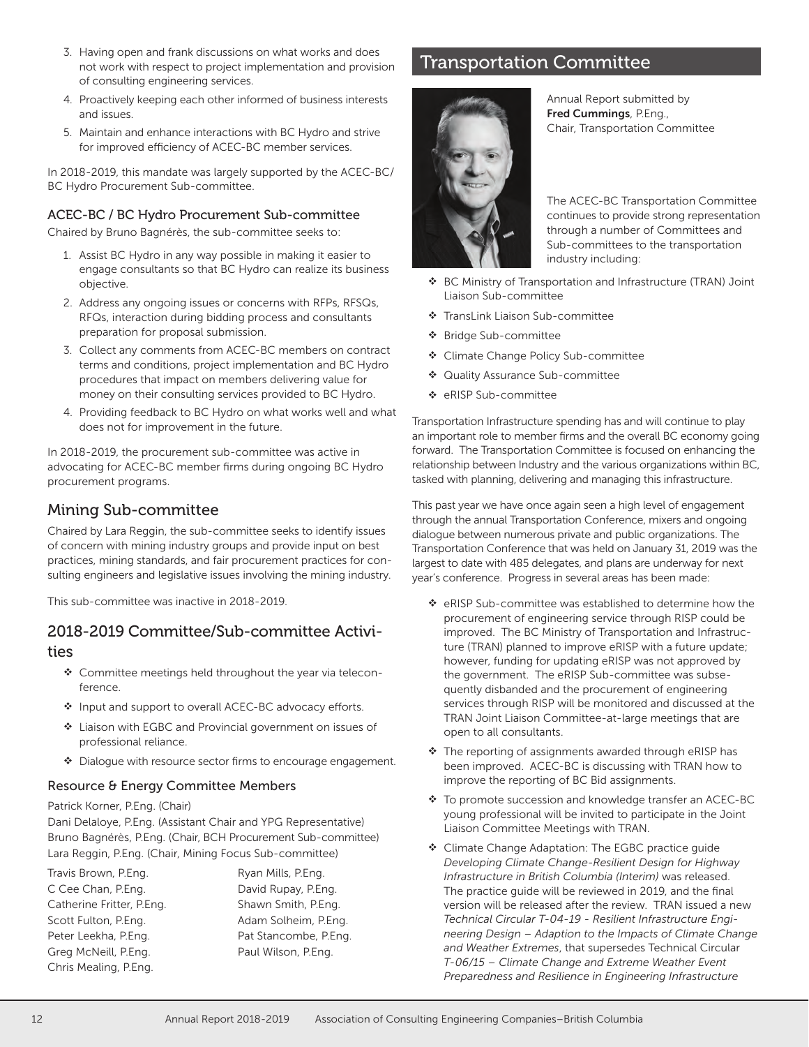3. Having open and frank discussions on what works and does not work with respect to project implementation and provision of consulting engineering services.
4. Proactively keeping each other informed of business interests and issues.
5. Maintain and enhance interactions with BC Hydro and strive for improved efficiency of ACEC-BC member services.

In 2018-2019, this mandate was largely supported by the ACEC-BC/ BC Hydro Procurement Sub-committee.

### ACEC-BC / BC Hydro Procurement Sub-committee

Chaired by Bruno Bagnérès, the sub-committee seeks to:

1. Assist BC Hydro in any way possible in making it easier to engage consultants so that BC Hydro can realize its business objective.
2. Address any ongoing issues or concerns with RFPs, RFSQs, RFQs, interaction during bidding process and consultants preparation for proposal submission.
3. Collect any comments from ACEC-BC members on contract terms and conditions, project implementation and BC Hydro procedures that impact on members delivering value for money on their consulting services provided to BC Hydro.
4. Providing feedback to BC Hydro on what works well and what does not for improvement in the future.

In 2018-2019, the procurement sub-committee was active in advocating for ACEC-BC member firms during ongoing BC Hydro procurement programs.

## Mining Sub-committee

Chaired by Lara Reggin, the sub-committee seeks to identify issues of concern with mining industry groups and provide input on best practices, mining standards, and fair procurement practices for consulting engineers and legislative issues involving the mining industry.

This sub-committee was inactive in 2018-2019.

## 2018-2019 Committee/Sub-committee Activities

- Committee meetings held throughout the year via teleconference.
- Input and support to overall ACEC-BC advocacy efforts.
- Liaison with EGBC and Provincial government on issues of professional reliance.
- Dialogue with resource sector firms to encourage engagement.

### Resource & Energy Committee Members

Patrick Korner, P.Eng. (Chair)
Dani Delaloye, P.Eng. (Assistant Chair and YPG Representative)
Bruno Bagnérès, P.Eng. (Chair, BCH Procurement Sub-committee)
Lara Reggin, P.Eng. (Chair, Mining Focus Sub-committee)

Travis Brown, P.Eng.
C Cee Chan, P.Eng.
Catherine Fritter, P.Eng.
Scott Fulton, P.Eng.
Peter Leekha, P.Eng.
Greg McNeill, P.Eng.
Chris Mealing, P.Eng.
Ryan Mills, P.Eng.
David Rupay, P.Eng.
Shawn Smith, P.Eng.
Adam Solheim, P.Eng.
Pat Stancombe, P.Eng.
Paul Wilson, P.Eng.

## Transportation Committee

Annual Report submitted by **Fred Cummings**, P.Eng., Chair, Transportation Committee

The ACEC-BC Transportation Committee continues to provide strong representation through a number of Committees and Sub-committees to the transportation industry including:

- BC Ministry of Transportation and Infrastructure (TRAN) Joint Liaison Sub-committee
- TransLink Liaison Sub-committee
- Bridge Sub-committee
- Climate Change Policy Sub-committee
- Quality Assurance Sub-committee
- eRISP Sub-committee

Transportation Infrastructure spending has and will continue to play an important role to member firms and the overall BC economy going forward. The Transportation Committee is focused on enhancing the relationship between Industry and the various organizations within BC, tasked with planning, delivering and managing this infrastructure.

This past year we have once again seen a high level of engagement through the annual Transportation Conference, mixers and ongoing dialogue between numerous private and public organizations. The Transportation Conference that was held on January 31, 2019 was the largest to date with 485 delegates, and plans are underway for next year's conference. Progress in several areas has been made:

- eRISP Sub-committee was established to determine how the procurement of engineering service through RISP could be improved. The BC Ministry of Transportation and Infrastructure (TRAN) planned to improve eRISP with a future update; however, funding for updating eRISP was not approved by the government. The eRISP Sub-committee was subsequently disbanded and the procurement of engineering services through RISP will be monitored and discussed at the TRAN Joint Liaison Committee-at-large meetings that are open to all consultants.
- The reporting of assignments awarded through eRISP has been improved. ACEC-BC is discussing with TRAN how to improve the reporting of BC Bid assignments.
- To promote succession and knowledge transfer an ACEC-BC young professional will be invited to participate in the Joint Liaison Committee Meetings with TRAN.
- Climate Change Adaptation: The EGBC practice guide *Developing Climate Change-Resilient Design for Highway Infrastructure in British Columbia (Interim)* was released. The practice guide will be reviewed in 2019, and the final version will be released after the review. TRAN issued a new *Technical Circular T-04-19 - Resilient Infrastructure Engineering Design – Adaption to the Impacts of Climate Change and Weather Extremes*, that supersedes Technical Circular *T-06/15 – Climate Change and Extreme Weather Event Preparedness and Resilience in Engineering Infrastructure*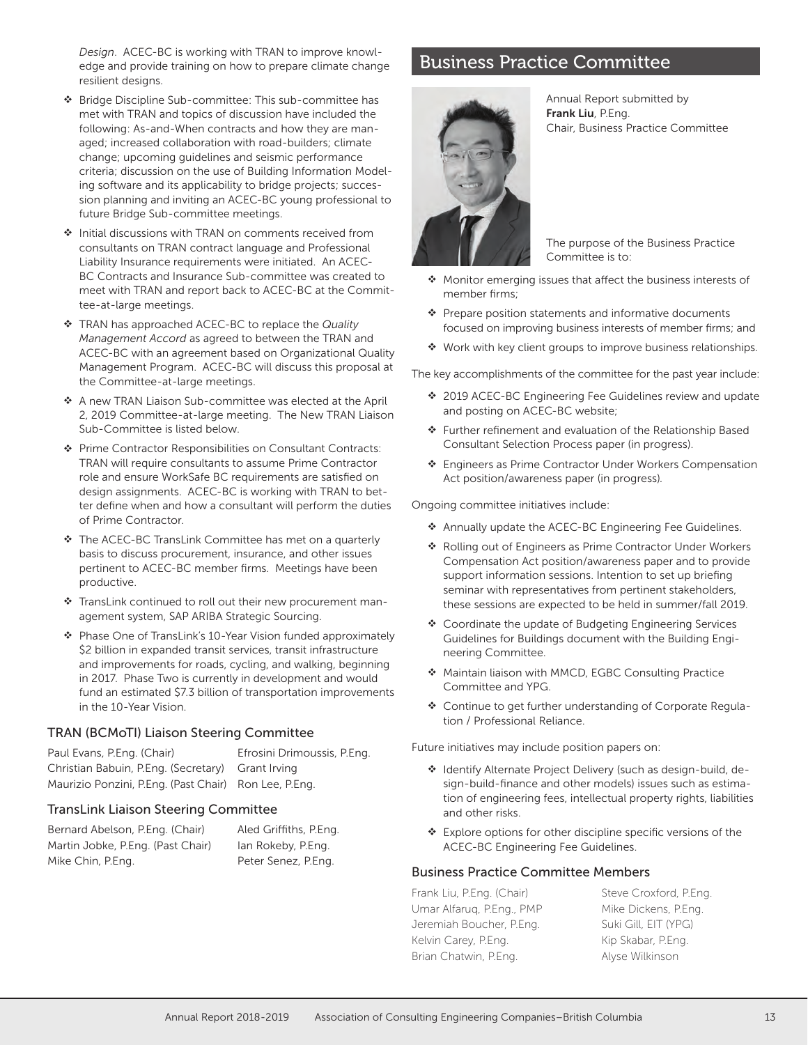*Design*. ACEC-BC is working with TRAN to improve knowledge and provide training on how to prepare climate change resilient designs.

- Bridge Discipline Sub-committee: This sub-committee has met with TRAN and topics of discussion have included the following: As-and-When contracts and how they are managed; increased collaboration with road-builders; climate change; upcoming guidelines and seismic performance criteria; discussion on the use of Building Information Modeling software and its applicability to bridge projects; succession planning and inviting an ACEC-BC young professional to future Bridge Sub-committee meetings.
- Initial discussions with TRAN on comments received from consultants on TRAN contract language and Professional Liability Insurance requirements were initiated. An ACEC-BC Contracts and Insurance Sub-committee was created to meet with TRAN and report back to ACEC-BC at the Committee-at-large meetings.
- TRAN has approached ACEC-BC to replace the *Quality Management Accord* as agreed to between the TRAN and ACEC-BC with an agreement based on Organizational Quality Management Program. ACEC-BC will discuss this proposal at the Committee-at-large meetings.
- A new TRAN Liaison Sub-committee was elected at the April 2, 2019 Committee-at-large meeting. The New TRAN Liaison Sub-Committee is listed below.
- Prime Contractor Responsibilities on Consultant Contracts: TRAN will require consultants to assume Prime Contractor role and ensure WorkSafe BC requirements are satisfied on design assignments. ACEC-BC is working with TRAN to better define when and how a consultant will perform the duties of Prime Contractor.
- The ACEC-BC TransLink Committee has met on a quarterly basis to discuss procurement, insurance, and other issues pertinent to ACEC-BC member firms. Meetings have been productive.
- TransLink continued to roll out their new procurement management system, SAP ARIBA Strategic Sourcing.
- Phase One of TransLink's 10-Year Vision funded approximately $2 billion in expanded transit services, transit infrastructure and improvements for roads, cycling, and walking, beginning in 2017. Phase Two is currently in development and would fund an estimated $7.3 billion of transportation improvements in the 10-Year Vision.

### TRAN (BCMoTI) Liaison Steering Committee

Paul Evans, P.Eng. (Chair)
Christian Babuin, P.Eng. (Secretary)
Maurizio Ponzini, P.Eng. (Past Chair)
Efrosini Drimoussis, P.Eng.
Grant Irving
Ron Lee, P.Eng.

### TransLink Liaison Steering Committee

Bernard Abelson, P.Eng. (Chair)
Martin Jobke, P.Eng. (Past Chair)
Mike Chin, P.Eng.
Aled Griffiths, P.Eng.
Ian Rokeby, P.Eng.
Peter Senez, P.Eng.

## Business Practice Committee

Annual Report submitted by
**Frank Liu**, P.Eng.
Chair, Business Practice Committee

The purpose of the Business Practice Committee is to:

- Monitor emerging issues that affect the business interests of member firms;
- Prepare position statements and informative documents focused on improving business interests of member firms; and
- Work with key client groups to improve business relationships.

The key accomplishments of the committee for the past year include:

- 2019 ACEC-BC Engineering Fee Guidelines review and update and posting on ACEC-BC website;
- Further refinement and evaluation of the Relationship Based Consultant Selection Process paper (in progress).
- Engineers as Prime Contractor Under Workers Compensation Act position/awareness paper (in progress).

Ongoing committee initiatives include:

- Annually update the ACEC-BC Engineering Fee Guidelines.
- Rolling out of Engineers as Prime Contractor Under Workers Compensation Act position/awareness paper and to provide support information sessions. Intention to set up briefing seminar with representatives from pertinent stakeholders, these sessions are expected to be held in summer/fall 2019.
- Coordinate the update of Budgeting Engineering Services Guidelines for Buildings document with the Building Engineering Committee.
- Maintain liaison with MMCD, EGBC Consulting Practice Committee and YPG.
- Continue to get further understanding of Corporate Regulation / Professional Reliance.

Future initiatives may include position papers on:

- Identify Alternate Project Delivery (such as design-build, design-build-finance and other models) issues such as estimation of engineering fees, intellectual property rights, liabilities and other risks.
- Explore options for other discipline specific versions of the ACEC-BC Engineering Fee Guidelines.

### Business Practice Committee Members

Frank Liu, P.Eng. (Chair)
Umar Alfaruq, P.Eng., PMP
Jeremiah Boucher, P.Eng.
Kelvin Carey, P.Eng.
Brian Chatwin, P.Eng.
Steve Croxford, P.Eng.
Mike Dickens, P.Eng.
Suki Gill, EIT (YPG)
Kip Skabar, P.Eng.
Alyse Wilkinson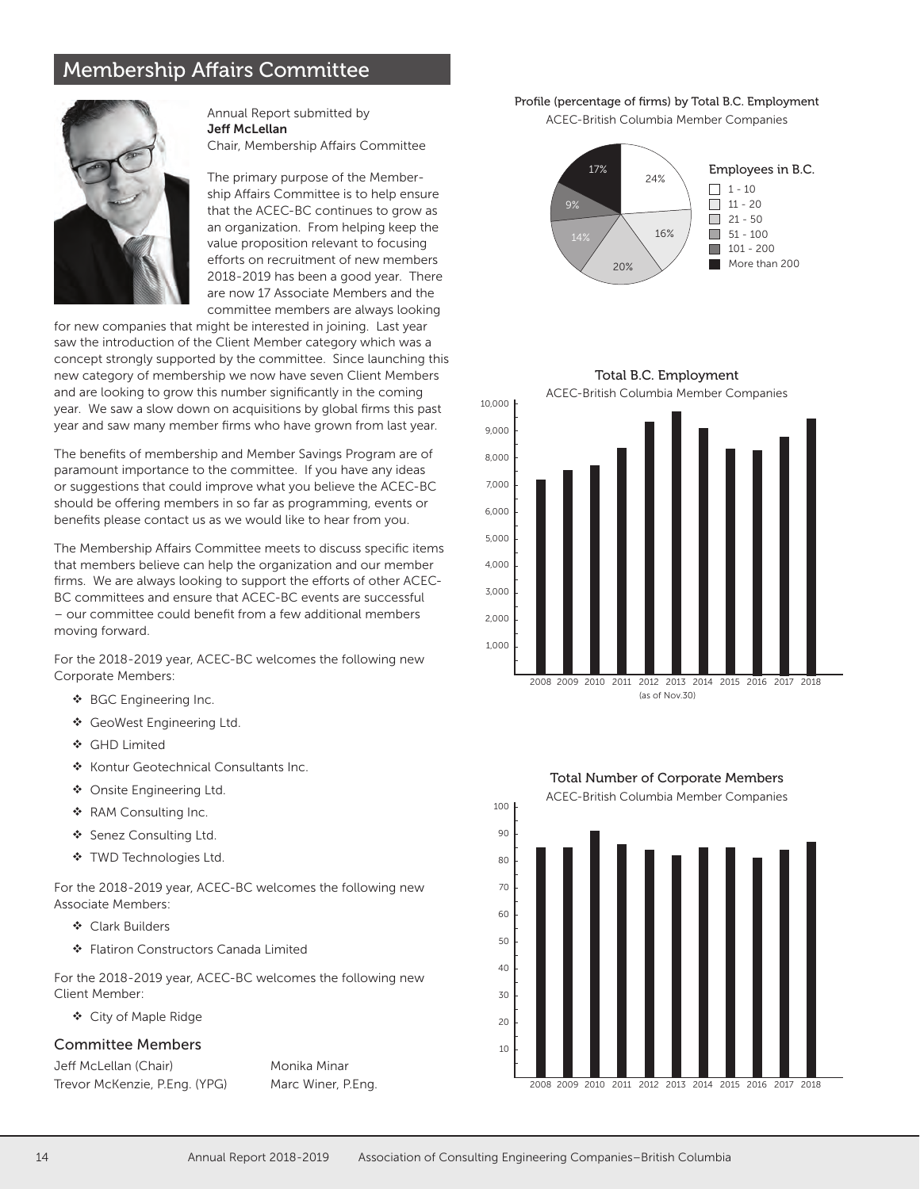## Membership Affairs Committee

Annual Report submitted by
**Jeff McLellan**
Chair, Membership Affairs Committee

The primary purpose of the Membership Affairs Committee is to help ensure that the ACEC-BC continues to grow as an organization. From helping keep the value proposition relevant to focusing efforts on recruitment of new members 2018-2019 has been a good year. There are now 17 Associate Members and the committee members are always looking for new companies that might be interested in joining. Last year saw the introduction of the Client Member category which was a concept strongly supported by the committee. Since launching this new category of membership we now have seven Client Members and are looking to grow this number significantly in the coming year. We saw a slow down on acquisitions by global firms this past year and saw many member firms who have grown from last year.

The benefits of membership and Member Savings Program are of paramount importance to the committee. If you have any ideas or suggestions that could improve what you believe the ACEC-BC should be offering members in so far as programming, events or benefits please contact us as we would like to hear from you.

The Membership Affairs Committee meets to discuss specific items that members believe can help the organization and our member firms. We are always looking to support the efforts of other ACEC-BC committees and ensure that ACEC-BC events are successful – our committee could benefit from a few additional members moving forward.

For the 2018-2019 year, ACEC-BC welcomes the following new Corporate Members:

- BGC Engineering Inc.
- GeoWest Engineering Ltd.
- GHD Limited
- Kontur Geotechnical Consultants Inc.
- Onsite Engineering Ltd.
- RAM Consulting Inc.
- Senez Consulting Ltd.
- TWD Technologies Ltd.

For the 2018-2019 year, ACEC-BC welcomes the following new Associate Members:

- Clark Builders
- Flatiron Constructors Canada Limited

For the 2018-2019 year, ACEC-BC welcomes the following new Client Member:

- City of Maple Ridge

### Committee Members

Jeff McLellan (Chair)
Trevor McKenzie, P.Eng. (YPG)
Monika Minar
Marc Winer, P.Eng.

**Profile (percentage of firms) by Total B.C. Employment**
ACEC-British Columbia Member Companies

Employees in B.C.
1 - 10
11 - 20
21 - 50
51 - 100
101 - 200
More than 200

24%
16%
20%
14%
9%
17%

**Total B.C. Employment**
ACEC-British Columbia Member Companies

10,000
9,000
8,000
7,000
6,000
5,000
4,000
3,000
2,000
1,000

2008 2009 2010 2011 2012 2013 2014 2015 2016 2017 2018
(as of Nov.30)

**Total Number of Corporate Members**
ACEC-British Columbia Member Companies

100
90
80
70
60
50
40
30
20
10

2008 2009 2010 2011 2012 2013 2014 2015 2016 2017 2018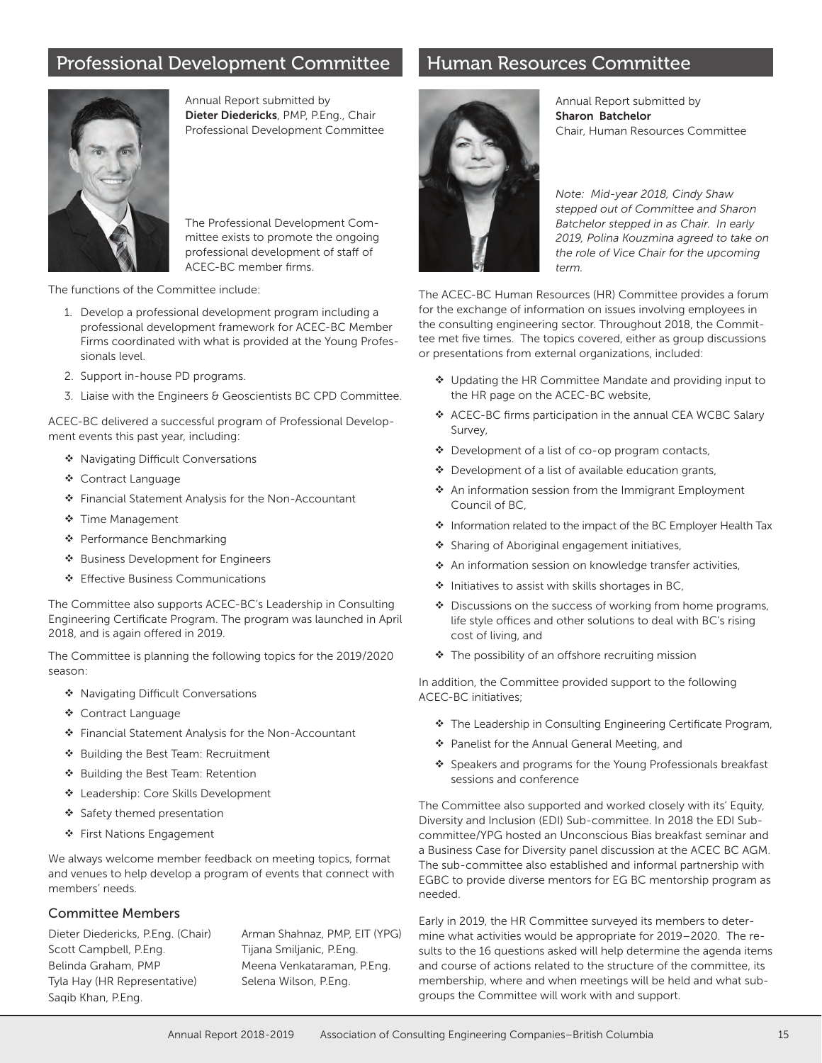## Professional Development Committee

Annual Report submitted by
**Dieter Diedericks**, PMP, P.Eng., Chair
Professional Development Committee

The Professional Development Committee exists to promote the ongoing professional development of staff of ACEC-BC member firms.

The functions of the Committee include:

1. Develop a professional development program including a professional development framework for ACEC-BC Member Firms coordinated with what is provided at the Young Professionals level.
2. Support in-house PD programs.
3. Liaise with the Engineers & Geoscientists BC CPD Committee.

ACEC-BC delivered a successful program of Professional Development events this past year, including:

- Navigating Difficult Conversations
- Contract Language
- Financial Statement Analysis for the Non-Accountant
- Time Management
- Performance Benchmarking
- Business Development for Engineers
- Effective Business Communications

The Committee also supports ACEC-BC's Leadership in Consulting Engineering Certificate Program. The program was launched in April 2018, and is again offered in 2019.

The Committee is planning the following topics for the 2019/2020 season:

- Navigating Difficult Conversations
- Contract Language
- Financial Statement Analysis for the Non-Accountant
- Building the Best Team: Recruitment
- Building the Best Team: Retention
- Leadership: Core Skills Development
- Safety themed presentation
- First Nations Engagement

We always welcome member feedback on meeting topics, format and venues to help develop a program of events that connect with members' needs.

### Committee Members

Dieter Diedericks, P.Eng. (Chair)
Scott Campbell, P.Eng.
Belinda Graham, PMP
Tyla Hay (HR Representative)
Saqib Khan, P.Eng.
Arman Shahnaz, PMP, EIT (YPG)
Tijana Smiljanic, P.Eng.
Meena Venkataraman, P.Eng.
Selena Wilson, P.Eng.

## Human Resources Committee

Annual Report submitted by
**Sharon Batchelor**
Chair, Human Resources Committee

*Note: Mid-year 2018, Cindy Shaw stepped out of Committee and Sharon Batchelor stepped in as Chair. In early 2019, Polina Kouzmina agreed to take on the role of Vice Chair for the upcoming term.*

The ACEC-BC Human Resources (HR) Committee provides a forum for the exchange of information on issues involving employees in the consulting engineering sector. Throughout 2018, the Committee met five times. The topics covered, either as group discussions or presentations from external organizations, included:

- Updating the HR Committee Mandate and providing input to the HR page on the ACEC-BC website,
- ACEC-BC firms participation in the annual CEA WCBC Salary Survey,
- Development of a list of co-op program contacts,
- Development of a list of available education grants,
- An information session from the Immigrant Employment Council of BC,
- Information related to the impact of the BC Employer Health Tax
- Sharing of Aboriginal engagement initiatives,
- An information session on knowledge transfer activities,
- Initiatives to assist with skills shortages in BC,
- Discussions on the success of working from home programs, life style offices and other solutions to deal with BC's rising cost of living, and
- The possibility of an offshore recruiting mission

In addition, the Committee provided support to the following ACEC-BC initiatives;

- The Leadership in Consulting Engineering Certificate Program,
- Panelist for the Annual General Meeting, and
- Speakers and programs for the Young Professionals breakfast sessions and conference

The Committee also supported and worked closely with its' Equity, Diversity and Inclusion (EDI) Sub-committee. In 2018 the EDI Sub-committee/YPG hosted an Unconscious Bias breakfast seminar and a Business Case for Diversity panel discussion at the ACEC BC AGM. The sub-committee also established and informal partnership with EGBC to provide diverse mentors for EG BC mentorship program as needed.

Early in 2019, the HR Committee surveyed its members to determine what activities would be appropriate for 2019–2020. The results to the 16 questions asked will help determine the agenda items and course of actions related to the structure of the committee, its membership, where and when meetings will be held and what sub-groups the Committee will work with and support.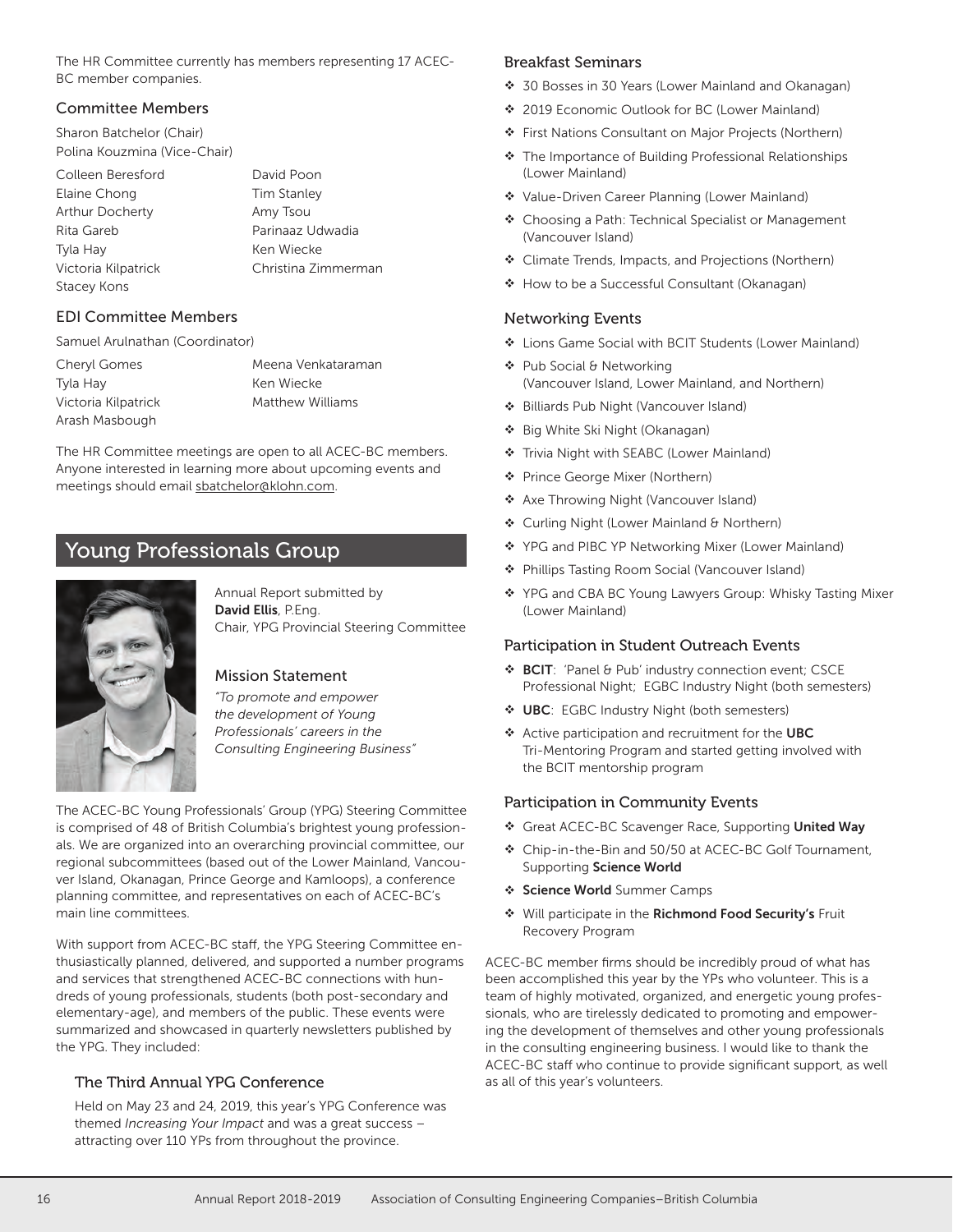The HR Committee currently has members representing 17 ACEC-BC member companies.

### Committee Members

Sharon Batchelor (Chair)
Polina Kouzmina (Vice-Chair)

Colleen Beresford
Elaine Chong
Arthur Docherty
Rita Gareb
Tyla Hay
Victoria Kilpatrick
Stacey Kons
David Poon
Tim Stanley
Amy Tsou
Parinaaz Udwadia
Ken Wiecke
Christina Zimmerman

### EDI Committee Members

Samuel Arulnathan (Coordinator)

Cheryl Gomes
Tyla Hay
Victoria Kilpatrick
Arash Masbough
Meena Venkataraman
Ken Wiecke
Matthew Williams

The HR Committee meetings are open to all ACEC-BC members. Anyone interested in learning more about upcoming events and meetings should email sbatchelor@klohn.com.

## Young Professionals Group

Annual Report submitted by
**David Ellis**, P.Eng.
Chair, YPG Provincial Steering Committee

### Mission Statement

*"To promote and empower the development of Young Professionals' careers in the Consulting Engineering Business"*

The ACEC-BC Young Professionals' Group (YPG) Steering Committee is comprised of 48 of British Columbia's brightest young professionals. We are organized into an overarching provincial committee, our regional subcommittees (based out of the Lower Mainland, Vancouver Island, Okanagan, Prince George and Kamloops), a conference planning committee, and representatives on each of ACEC-BC's main line committees.

With support from ACEC-BC staff, the YPG Steering Committee enthusiastically planned, delivered, and supported a number programs and services that strengthened ACEC-BC connections with hundreds of young professionals, students (both post-secondary and elementary-age), and members of the public. These events were summarized and showcased in quarterly newsletters published by the YPG. They included:

### The Third Annual YPG Conference

Held on May 23 and 24, 2019, this year's YPG Conference was themed *Increasing Your Impact* and was a great success – attracting over 110 YPs from throughout the province.

### Breakfast Seminars

- 30 Bosses in 30 Years (Lower Mainland and Okanagan)
- 2019 Economic Outlook for BC (Lower Mainland)
- First Nations Consultant on Major Projects (Northern)
- The Importance of Building Professional Relationships (Lower Mainland)
- Value-Driven Career Planning (Lower Mainland)
- Choosing a Path: Technical Specialist or Management (Vancouver Island)
- Climate Trends, Impacts, and Projections (Northern)
- How to be a Successful Consultant (Okanagan)

### Networking Events

- Lions Game Social with BCIT Students (Lower Mainland)
- Pub Social & Networking (Vancouver Island, Lower Mainland, and Northern)
- Billiards Pub Night (Vancouver Island)
- Big White Ski Night (Okanagan)
- Trivia Night with SEABC (Lower Mainland)
- Prince George Mixer (Northern)
- Axe Throwing Night (Vancouver Island)
- Curling Night (Lower Mainland & Northern)
- YPG and PIBC YP Networking Mixer (Lower Mainland)
- Phillips Tasting Room Social (Vancouver Island)
- YPG and CBA BC Young Lawyers Group: Whisky Tasting Mixer (Lower Mainland)

### Participation in Student Outreach Events

- **BCIT**: 'Panel & Pub' industry connection event; CSCE Professional Night; EGBC Industry Night (both semesters)
- **UBC**: EGBC Industry Night (both semesters)
- Active participation and recruitment for the **UBC** Tri-Mentoring Program and started getting involved with the BCIT mentorship program

### Participation in Community Events

- Great ACEC-BC Scavenger Race, Supporting **United Way**
- Chip-in-the-Bin and 50/50 at ACEC-BC Golf Tournament, Supporting **Science World**
- **Science World** Summer Camps
- Will participate in the **Richmond Food Security's** Fruit Recovery Program

ACEC-BC member firms should be incredibly proud of what has been accomplished this year by the YPs who volunteer. This is a team of highly motivated, organized, and energetic young professionals, who are tirelessly dedicated to promoting and empowering the development of themselves and other young professionals in the consulting engineering business. I would like to thank the ACEC-BC staff who continue to provide significant support, as well as all of this year's volunteers.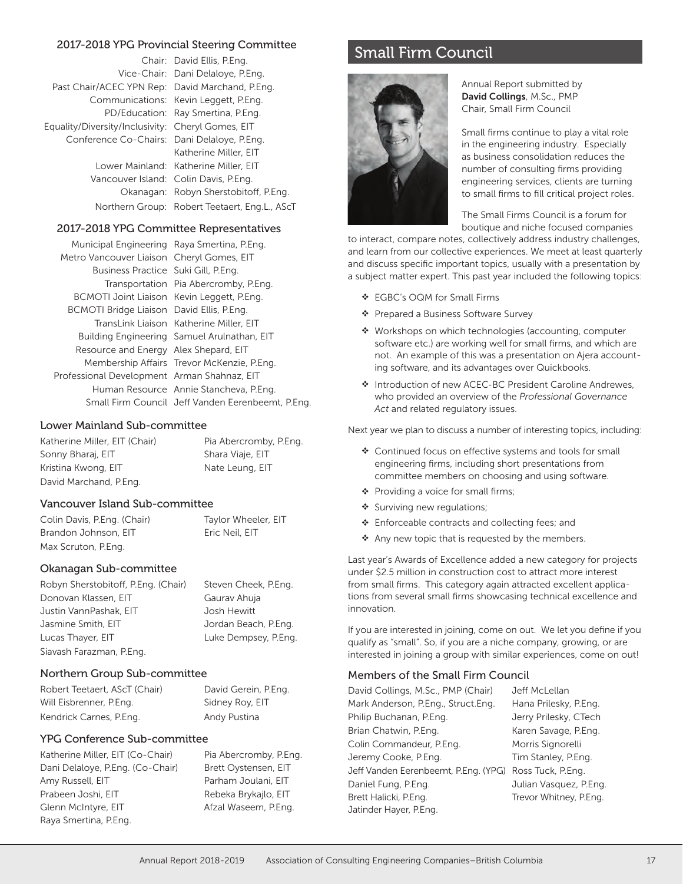### 2017-2018 YPG Provincial Steering Committee

| | |
|---|---|
| Chair: | David Ellis, P.Eng. |
| Vice-Chair: | Dani Delaloye, P.Eng. |
| Past Chair/ACEC YPN Rep: | David Marchand, P.Eng. |
| Communications: | Kevin Leggett, P.Eng. |
| PD/Education: | Ray Smertina, P.Eng. |
| Equality/Diversity/Inclusivity: | Cheryl Gomes, EIT |
| Conference Co-Chairs: | Dani Delaloye, P.Eng. |
| | Katherine Miller, EIT |
| Lower Mainland: | Katherine Miller, EIT |
| Vancouver Island: | Colin Davis, P.Eng. |
| Okanagan: | Robyn Sherstobitoff, P.Eng. |
| Northern Group: | Robert Teetaert, Eng.L., AScT |

### 2017-2018 YPG Committee Representatives

| | |
|---|---|
| Municipal Engineering | Raya Smertina, P.Eng. |
| Metro Vancouver Liaison | Cheryl Gomes, EIT |
| Business Practice | Suki Gill, P.Eng. |
| Transportation | Pia Abercromby, P.Eng. |
| BCMOTI Joint Liaison | Kevin Leggett, P.Eng. |
| BCMOTI Bridge Liaison | David Ellis, P.Eng. |
| TransLink Liaison | Katherine Miller, EIT |
| Building Engineering | Samuel Arulnathan, EIT |
| Resource and Energy | Alex Shepard, EIT |
| Membership Affairs | Trevor McKenzie, P.Eng. |
| Professional Development | Arman Shahnaz, EIT |
| Human Resource | Annie Stancheva, P.Eng. |
| Small Firm Council | Jeff Vanden Eerenbeemt, P.Eng. |

### Lower Mainland Sub-committee

Katherine Miller, EIT (Chair)
Sonny Bharaj, EIT
Kristina Kwong, EIT
David Marchand, P.Eng.
Pia Abercromby, P.Eng.
Shara Viaje, EIT
Nate Leung, EIT

### Vancouver Island Sub-committee

Colin Davis, P.Eng. (Chair)
Brandon Johnson, EIT
Max Scruton, P.Eng.
Taylor Wheeler, EIT
Eric Neil, EIT

### Okanagan Sub-committee

Robyn Sherstobitoff, P.Eng. (Chair)
Donovan Klassen, EIT
Justin VannPashak, EIT
Jasmine Smith, EIT
Lucas Thayer, EIT
Siavash Farazman, P.Eng.
Steven Cheek, P.Eng.
Gaurav Ahuja
Josh Hewitt
Jordan Beach, P.Eng.
Luke Dempsey, P.Eng.

### Northern Group Sub-committee

Robert Teetaert, AScT (Chair)
Will Eisbrenner, P.Eng.
Kendrick Carnes, P.Eng.
David Gerein, P.Eng.
Sidney Roy, EIT
Andy Pustina

### YPG Conference Sub-committee

Katherine Miller, EIT (Co-Chair)
Dani Delaloye, P.Eng. (Co-Chair)
Amy Russell, EIT
Prabeen Joshi, EIT
Glenn McIntyre, EIT
Raya Smertina, P.Eng.
Pia Abercromby, P.Eng.
Brett Oystensen, EIT
Parham Joulani, EIT
Rebeka Brykajlo, EIT
Afzal Waseem, P.Eng.

## Small Firm Council

Annual Report submitted by
**David Collings**, M.Sc., PMP
Chair, Small Firm Council

Small firms continue to play a vital role in the engineering industry. Especially as business consolidation reduces the number of consulting firms providing engineering services, clients are turning to small firms to fill critical project roles.

The Small Firms Council is a forum for boutique and niche focused companies to interact, compare notes, collectively address industry challenges, and learn from our collective experiences. We meet at least quarterly and discuss specific important topics, usually with a presentation by a subject matter expert. This past year included the following topics:

- EGBC's OQM for Small Firms
- Prepared a Business Software Survey
- Workshops on which technologies (accounting, computer software etc.) are working well for small firms, and which are not. An example of this was a presentation on Ajera accounting software, and its advantages over Quickbooks.
- Introduction of new ACEC-BC President Caroline Andrewes, who provided an overview of the *Professional Governance Act* and related regulatory issues.

Next year we plan to discuss a number of interesting topics, including:

- Continued focus on effective systems and tools for small engineering firms, including short presentations from committee members on choosing and using software.
- Providing a voice for small firms;
- Surviving new regulations;
- Enforceable contracts and collecting fees; and
- Any new topic that is requested by the members.

Last year's Awards of Excellence added a new category for projects under $2.5 million in construction cost to attract more interest from small firms. This category again attracted excellent applications from several small firms showcasing technical excellence and innovation.

If you are interested in joining, come on out. We let you define if you qualify as "small". So, if you are a niche company, growing, or are interested in joining a group with similar experiences, come on out!

### Members of the Small Firm Council

David Collings, M.Sc., PMP (Chair)
Mark Anderson, P.Eng., Struct.Eng.
Philip Buchanan, P.Eng.
Brian Chatwin, P.Eng.
Colin Commandeur, P.Eng.
Jeremy Cooke, P.Eng.
Jeff Vanden Eerenbeemt, P.Eng. (YPG)
Daniel Fung, P.Eng.
Brett Halicki, P.Eng.
Jatinder Hayer, P.Eng.
Jeff McLellan
Hana Prilesky, P.Eng.
Jerry Prilesky, CTech
Karen Savage, P.Eng.
Morris Signorelli
Tim Stanley, P.Eng.
Ross Tuck, P.Eng.
Julian Vasquez, P.Eng.
Trevor Whitney, P.Eng.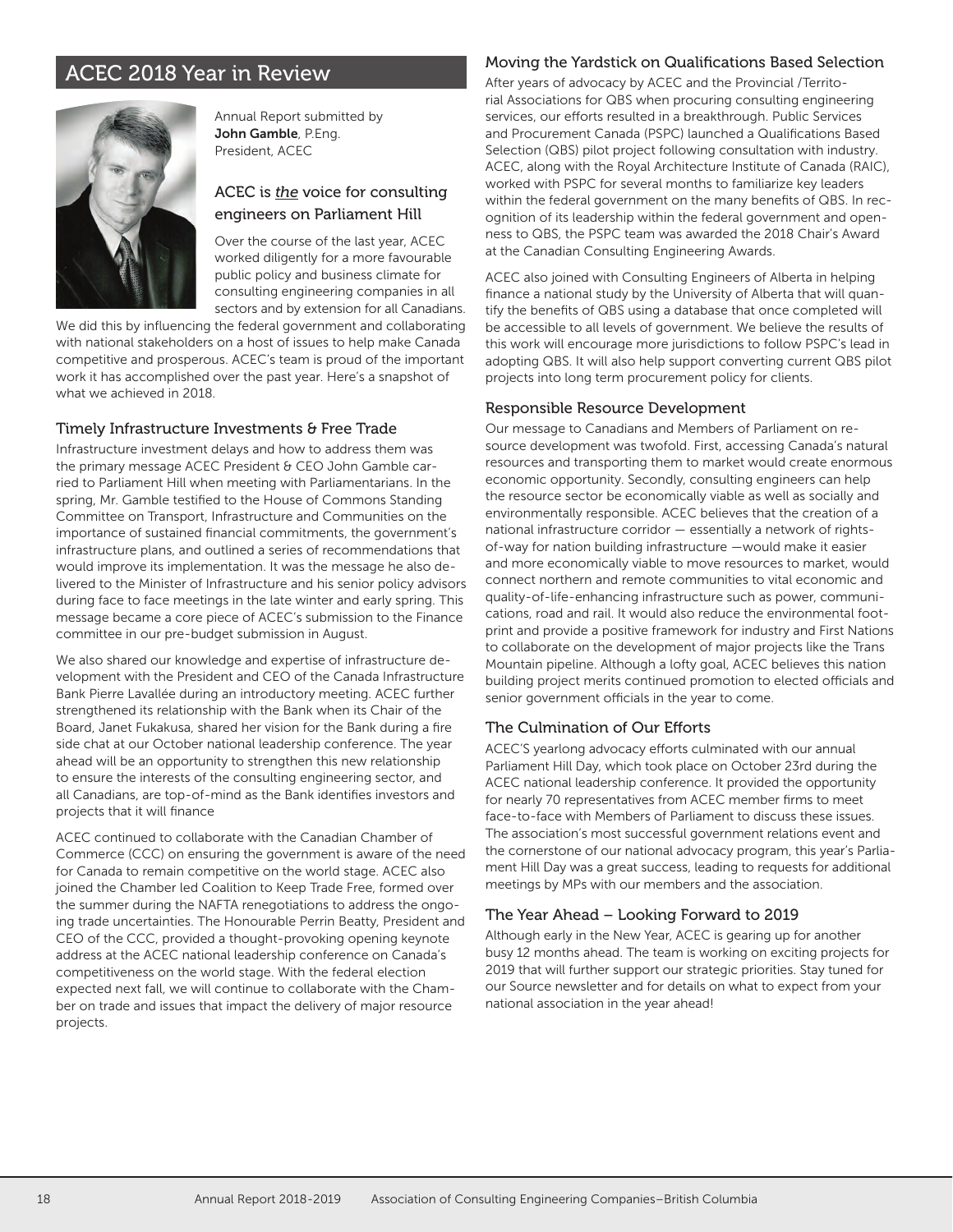## ACEC 2018 Year in Review

Annual Report submitted by
**John Gamble**, P.Eng.
President, ACEC

### ACEC is *the* voice for consulting engineers on Parliament Hill

Over the course of the last year, ACEC worked diligently for a more favourable public policy and business climate for consulting engineering companies in all sectors and by extension for all Canadians. We did this by influencing the federal government and collaborating with national stakeholders on a host of issues to help make Canada competitive and prosperous. ACEC's team is proud of the important work it has accomplished over the past year. Here's a snapshot of what we achieved in 2018.

### Timely Infrastructure Investments & Free Trade

Infrastructure investment delays and how to address them was the primary message ACEC President & CEO John Gamble carried to Parliament Hill when meeting with Parliamentarians. In the spring, Mr. Gamble testified to the House of Commons Standing Committee on Transport, Infrastructure and Communities on the importance of sustained financial commitments, the government's infrastructure plans, and outlined a series of recommendations that would improve its implementation. It was the message he also delivered to the Minister of Infrastructure and his senior policy advisors during face to face meetings in the late winter and early spring. This message became a core piece of ACEC's submission to the Finance committee in our pre-budget submission in August.

We also shared our knowledge and expertise of infrastructure development with the President and CEO of the Canada Infrastructure Bank Pierre Lavallée during an introductory meeting. ACEC further strengthened its relationship with the Bank when its Chair of the Board, Janet Fukakusa, shared her vision for the Bank during a fire side chat at our October national leadership conference. The year ahead will be an opportunity to strengthen this new relationship to ensure the interests of the consulting engineering sector, and all Canadians, are top-of-mind as the Bank identifies investors and projects that it will finance

ACEC continued to collaborate with the Canadian Chamber of Commerce (CCC) on ensuring the government is aware of the need for Canada to remain competitive on the world stage. ACEC also joined the Chamber led Coalition to Keep Trade Free, formed over the summer during the NAFTA renegotiations to address the ongoing trade uncertainties. The Honourable Perrin Beatty, President and CEO of the CCC, provided a thought-provoking opening keynote address at the ACEC national leadership conference on Canada's competitiveness on the world stage. With the federal election expected next fall, we will continue to collaborate with the Chamber on trade and issues that impact the delivery of major resource projects.

### Moving the Yardstick on Qualifications Based Selection

After years of advocacy by ACEC and the Provincial /Territorial Associations for QBS when procuring consulting engineering services, our efforts resulted in a breakthrough. Public Services and Procurement Canada (PSPC) launched a Qualifications Based Selection (QBS) pilot project following consultation with industry. ACEC, along with the Royal Architecture Institute of Canada (RAIC), worked with PSPC for several months to familiarize key leaders within the federal government on the many benefits of QBS. In recognition of its leadership within the federal government and openness to QBS, the PSPC team was awarded the 2018 Chair's Award at the Canadian Consulting Engineering Awards.

ACEC also joined with Consulting Engineers of Alberta in helping finance a national study by the University of Alberta that will quantify the benefits of QBS using a database that once completed will be accessible to all levels of government. We believe the results of this work will encourage more jurisdictions to follow PSPC's lead in adopting QBS. It will also help support converting current QBS pilot projects into long term procurement policy for clients.

### Responsible Resource Development

Our message to Canadians and Members of Parliament on resource development was twofold. First, accessing Canada's natural resources and transporting them to market would create enormous economic opportunity. Secondly, consulting engineers can help the resource sector be economically viable as well as socially and environmentally responsible. ACEC believes that the creation of a national infrastructure corridor — essentially a network of rights-of-way for nation building infrastructure —would make it easier and more economically viable to move resources to market, would connect northern and remote communities to vital economic and quality-of-life-enhancing infrastructure such as power, communications, road and rail. It would also reduce the environmental footprint and provide a positive framework for industry and First Nations to collaborate on the development of major projects like the Trans Mountain pipeline. Although a lofty goal, ACEC believes this nation building project merits continued promotion to elected officials and senior government officials in the year to come.

### The Culmination of Our Efforts

ACEC'S yearlong advocacy efforts culminated with our annual Parliament Hill Day, which took place on October 23rd during the ACEC national leadership conference. It provided the opportunity for nearly 70 representatives from ACEC member firms to meet face-to-face with Members of Parliament to discuss these issues. The association's most successful government relations event and the cornerstone of our national advocacy program, this year's Parliament Hill Day was a great success, leading to requests for additional meetings by MPs with our members and the association.

### The Year Ahead – Looking Forward to 2019

Although early in the New Year, ACEC is gearing up for another busy 12 months ahead. The team is working on exciting projects for 2019 that will further support our strategic priorities. Stay tuned for our Source newsletter and for details on what to expect from your national association in the year ahead!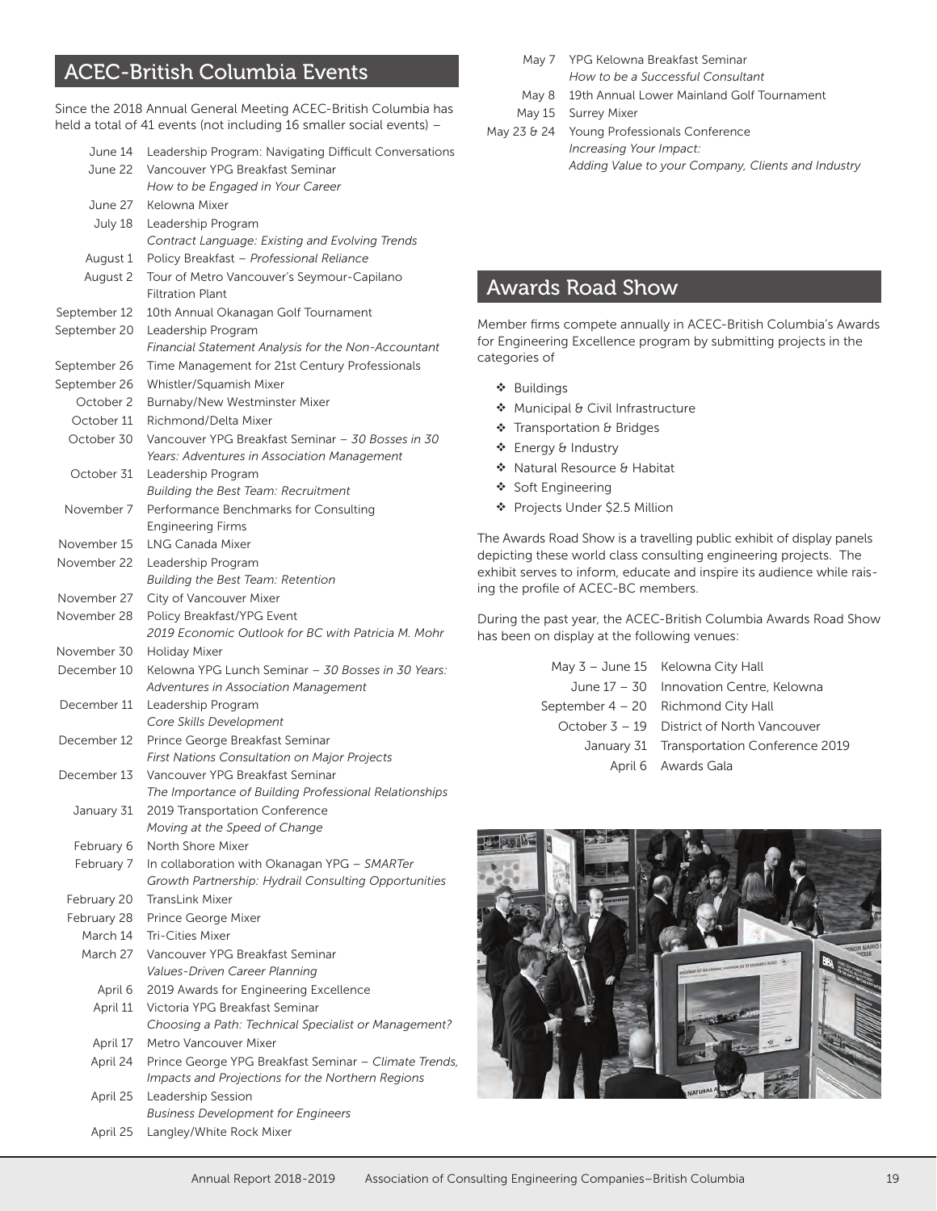## ACEC-British Columbia Events

Since the 2018 Annual General Meeting ACEC-British Columbia has held a total of 41 events (not including 16 smaller social events) –

| | |
|---|---|
| June 14 | Leadership Program: Navigating Difficult Conversations |
| June 22 | Vancouver YPG Breakfast Seminar<br>*How to be Engaged in Your Career* |
| June 27 | Kelowna Mixer |
| July 18 | Leadership Program<br>*Contract Language: Existing and Evolving Trends* |
| August 1 | Policy Breakfast – *Professional Reliance* |
| August 2 | Tour of Metro Vancouver's Seymour-Capilano Filtration Plant |
| September 12 | 10th Annual Okanagan Golf Tournament |
| September 20 | Leadership Program<br>*Financial Statement Analysis for the Non-Accountant* |
| September 26 | Time Management for 21st Century Professionals |
| September 26 | Whistler/Squamish Mixer |
| October 2 | Burnaby/New Westminster Mixer |
| October 11 | Richmond/Delta Mixer |
| October 30 | Vancouver YPG Breakfast Seminar – *30 Bosses in 30 Years: Adventures in Association Management* |
| October 31 | Leadership Program<br>*Building the Best Team: Recruitment* |
| November 7 | Performance Benchmarks for Consulting Engineering Firms |
| November 15 | LNG Canada Mixer |
| November 22 | Leadership Program<br>*Building the Best Team: Retention* |
| November 27 | City of Vancouver Mixer |
| November 28 | Policy Breakfast/YPG Event<br>*2019 Economic Outlook for BC with Patricia M. Mohr* |
| November 30 | Holiday Mixer |
| December 10 | Kelowna YPG Lunch Seminar – *30 Bosses in 30 Years: Adventures in Association Management* |
| December 11 | Leadership Program<br>*Core Skills Development* |
| December 12 | Prince George Breakfast Seminar<br>*First Nations Consultation on Major Projects* |
| December 13 | Vancouver YPG Breakfast Seminar<br>*The Importance of Building Professional Relationships* |
| January 31 | 2019 Transportation Conference<br>*Moving at the Speed of Change* |
| February 6 | North Shore Mixer |
| February 7 | In collaboration with Okanagan YPG – *SMARTer Growth Partnership: Hydrail Consulting Opportunities* |
| February 20 | TransLink Mixer |
| February 28 | Prince George Mixer |
| March 14 | Tri-Cities Mixer |
| March 27 | Vancouver YPG Breakfast Seminar<br>*Values-Driven Career Planning* |
| April 6 | 2019 Awards for Engineering Excellence |
| April 11 | Victoria YPG Breakfast Seminar<br>*Choosing a Path: Technical Specialist or Management?* |
| April 17 | Metro Vancouver Mixer |
| April 24 | Prince George YPG Breakfast Seminar – *Climate Trends, Impacts and Projections for the Northern Regions* |
| April 25 | Leadership Session<br>*Business Development for Engineers* |
| April 25 | Langley/White Rock Mixer |
| May 7 | YPG Kelowna Breakfast Seminar<br>*How to be a Successful Consultant* |
| May 8 | 19th Annual Lower Mainland Golf Tournament |
| May 15 | Surrey Mixer |
| May 23 & 24 | Young Professionals Conference<br>*Increasing Your Impact: Adding Value to your Company, Clients and Industry* |

## Awards Road Show

Member firms compete annually in ACEC-British Columbia's Awards for Engineering Excellence program by submitting projects in the categories of

- Buildings
- Municipal & Civil Infrastructure
- Transportation & Bridges
- Energy & Industry
- Natural Resource & Habitat
- Soft Engineering
- Projects Under $2.5 Million

The Awards Road Show is a travelling public exhibit of display panels depicting these world class consulting engineering projects. The exhibit serves to inform, educate and inspire its audience while raising the profile of ACEC-BC members.

During the past year, the ACEC-British Columbia Awards Road Show has been on display at the following venues:

| | |
|---|---|
| May 3 – June 15 | Kelowna City Hall |
| June 17 – 30 | Innovation Centre, Kelowna |
| September 4 – 20 | Richmond City Hall |
| October 3 – 19 | District of North Vancouver |
| January 31 | Transportation Conference 2019 |
| April 6 | Awards Gala |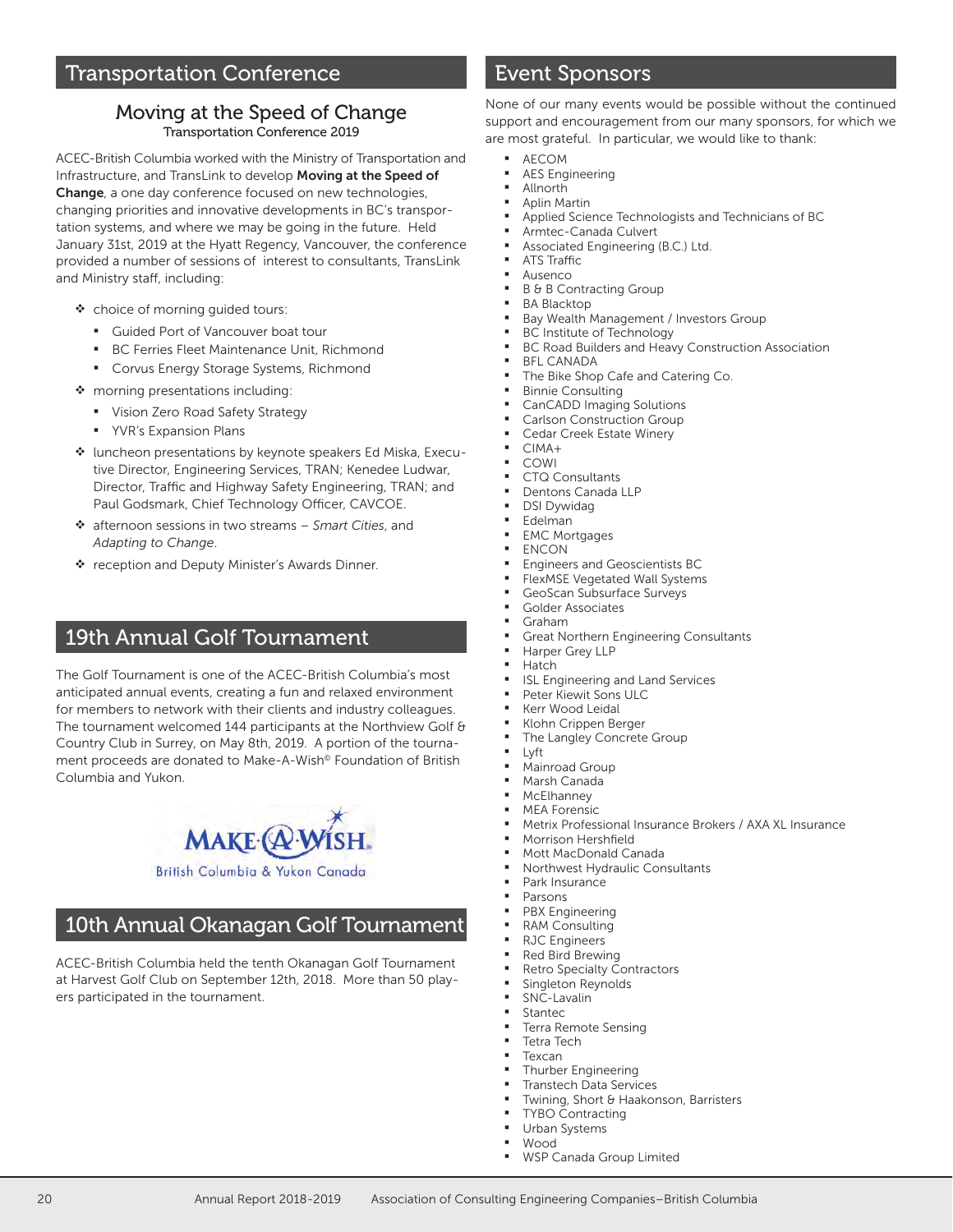## Transportation Conference

### Moving at the Speed of Change

Transportation Conference 2019

ACEC-British Columbia worked with the Ministry of Transportation and Infrastructure, and TransLink to develop **Moving at the Speed of Change**, a one day conference focused on new technologies, changing priorities and innovative developments in BC's transportation systems, and where we may be going in the future. Held January 31st, 2019 at the Hyatt Regency, Vancouver, the conference provided a number of sessions of interest to consultants, TransLink and Ministry staff, including:

- choice of morning guided tours:
  - Guided Port of Vancouver boat tour
  - BC Ferries Fleet Maintenance Unit, Richmond
  - Corvus Energy Storage Systems, Richmond
- morning presentations including:
  - Vision Zero Road Safety Strategy
  - YVR's Expansion Plans
- luncheon presentations by keynote speakers Ed Miska, Executive Director, Engineering Services, TRAN; Kenedee Ludwar, Director, Traffic and Highway Safety Engineering, TRAN; and Paul Godsmark, Chief Technology Officer, CAVCOE.
- afternoon sessions in two streams – *Smart Cities*, and *Adapting to Change*.
- reception and Deputy Minister's Awards Dinner.

## 19th Annual Golf Tournament

The Golf Tournament is one of the ACEC-British Columbia's most anticipated annual events, creating a fun and relaxed environment for members to network with their clients and industry colleagues. The tournament welcomed 144 participants at the Northview Golf & Country Club in Surrey, on May 8th, 2019. A portion of the tournament proceeds are donated to Make-A-Wish© Foundation of British Columbia and Yukon.

MAKE-A-WISH.
British Columbia & Yukon Canada

## 10th Annual Okanagan Golf Tournament

ACEC-British Columbia held the tenth Okanagan Golf Tournament at Harvest Golf Club on September 12th, 2018. More than 50 players participated in the tournament.

## Event Sponsors

None of our many events would be possible without the continued support and encouragement from our many sponsors, for which we are most grateful. In particular, we would like to thank:

- AECOM
- AES Engineering
- Allnorth
- Aplin Martin
- Applied Science Technologists and Technicians of BC
- Armtec-Canada Culvert
- Associated Engineering (B.C.) Ltd.
- ATS Traffic
- Ausenco
- B & B Contracting Group
- BA Blacktop
- Bay Wealth Management / Investors Group
- BC Institute of Technology
- BC Road Builders and Heavy Construction Association
- BFL CANADA
- The Bike Shop Cafe and Catering Co.
- Binnie Consulting
- CanCADD Imaging Solutions
- Carlson Construction Group
- Cedar Creek Estate Winery
- CIMA+
- COWI
- CTQ Consultants
- Dentons Canada LLP
- DSI Dywidag
- Edelman
- EMC Mortgages
- ENCON
- Engineers and Geoscientists BC
- FlexMSE Vegetated Wall Systems
- GeoScan Subsurface Surveys
- Golder Associates
- Graham
- Great Northern Engineering Consultants
- Harper Grey LLP
- Hatch
- ISL Engineering and Land Services
- Peter Kiewit Sons ULC
- Kerr Wood Leidal
- Klohn Crippen Berger
- The Langley Concrete Group
- Lyft
- Mainroad Group
- Marsh Canada
- McElhanney
- MEA Forensic
- Metrix Professional Insurance Brokers / AXA XL Insurance
- Morrison Hershfield
- Mott MacDonald Canada
- Northwest Hydraulic Consultants
- Park Insurance
- Parsons
- PBX Engineering
- RAM Consulting
- RJC Engineers
- Red Bird Brewing
- Retro Specialty Contractors
- Singleton Reynolds
- SNC-Lavalin
- Stantec
- Terra Remote Sensing
- Tetra Tech
- Texcan
- Thurber Engineering
- Transtech Data Services
- Twining, Short & Haakonson, Barristers
- TYBO Contracting
- Urban Systems
- Wood
- WSP Canada Group Limited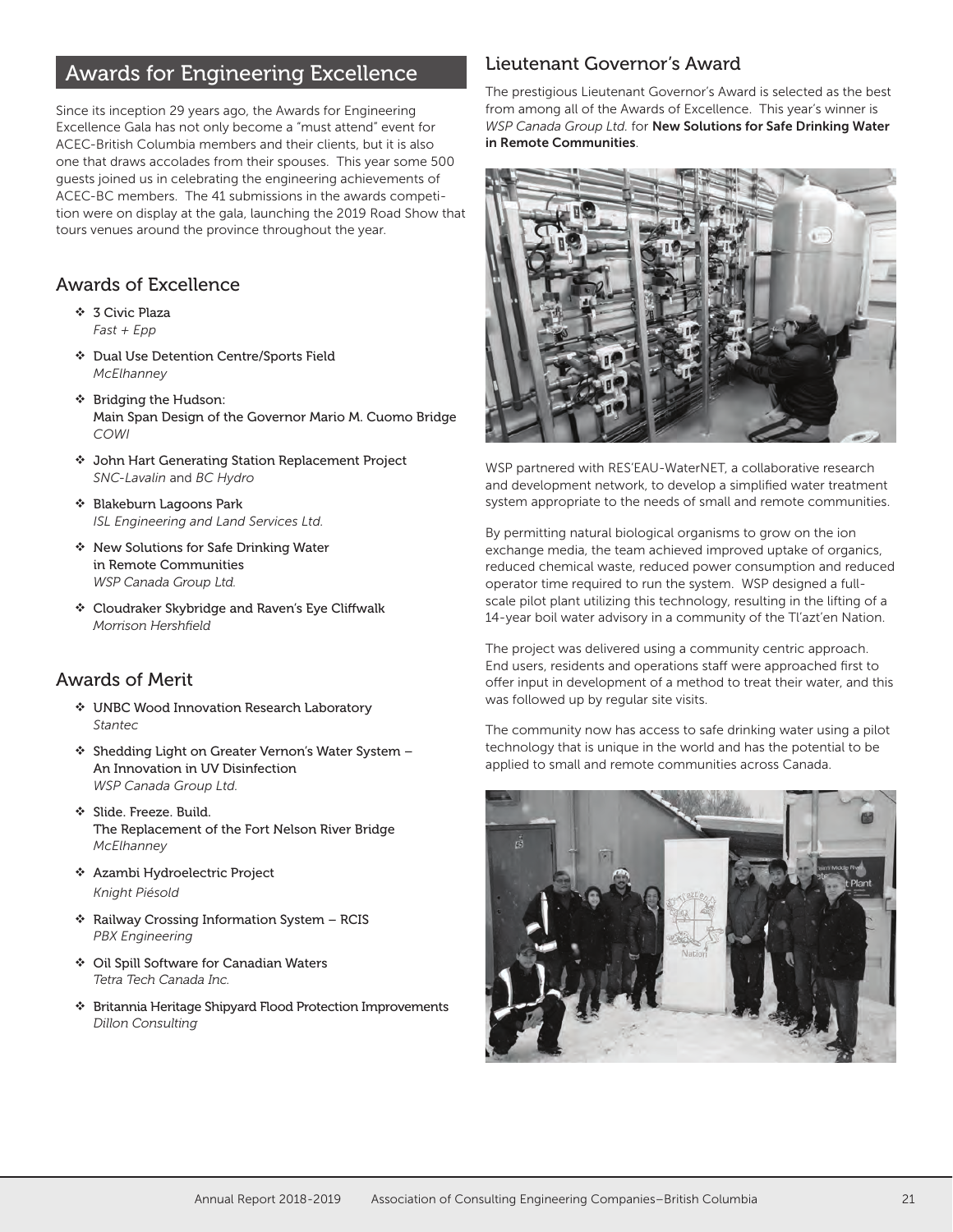## Awards for Engineering Excellence

Since its inception 29 years ago, the Awards for Engineering Excellence Gala has not only become a "must attend" event for ACEC-British Columbia members and their clients, but it is also one that draws accolades from their spouses. This year some 500 guests joined us in celebrating the engineering achievements of ACEC-BC members. The 41 submissions in the awards competition were on display at the gala, launching the 2019 Road Show that tours venues around the province throughout the year.

### Awards of Excellence

- 3 Civic Plaza
  *Fast + Epp*
- Dual Use Detention Centre/Sports Field
  *McElhanney*
- Bridging the Hudson: Main Span Design of the Governor Mario M. Cuomo Bridge
  *COWI*
- John Hart Generating Station Replacement Project
  *SNC-Lavalin* and *BC Hydro*
- Blakeburn Lagoons Park
  *ISL Engineering and Land Services Ltd.*
- New Solutions for Safe Drinking Water in Remote Communities
  *WSP Canada Group Ltd.*
- Cloudraker Skybridge and Raven's Eye Cliffwalk
  *Morrison Hershfield*

### Awards of Merit

- UNBC Wood Innovation Research Laboratory
  *Stantec*
- Shedding Light on Greater Vernon's Water System – An Innovation in UV Disinfection
  *WSP Canada Group Ltd.*
- Slide. Freeze. Build. The Replacement of the Fort Nelson River Bridge
  *McElhanney*
- Azambi Hydroelectric Project
  *Knight Piésold*
- Railway Crossing Information System – RCIS
  *PBX Engineering*
- Oil Spill Software for Canadian Waters
  *Tetra Tech Canada Inc.*
- Britannia Heritage Shipyard Flood Protection Improvements
  *Dillon Consulting*

### Lieutenant Governor's Award

The prestigious Lieutenant Governor's Award is selected as the best from among all of the Awards of Excellence. This year's winner is *WSP Canada Group Ltd.* for **New Solutions for Safe Drinking Water in Remote Communities**.

WSP partnered with RES'EAU-WaterNET, a collaborative research and development network, to develop a simplified water treatment system appropriate to the needs of small and remote communities.

By permitting natural biological organisms to grow on the ion exchange media, the team achieved improved uptake of organics, reduced chemical waste, reduced power consumption and reduced operator time required to run the system. WSP designed a full-scale pilot plant utilizing this technology, resulting in the lifting of a 14-year boil water advisory in a community of the Tl'azt'en Nation.

The project was delivered using a community centric approach. End users, residents and operations staff were approached first to offer input in development of a method to treat their water, and this was followed up by regular site visits.

The community now has access to safe drinking water using a pilot technology that is unique in the world and has the potential to be applied to small and remote communities across Canada.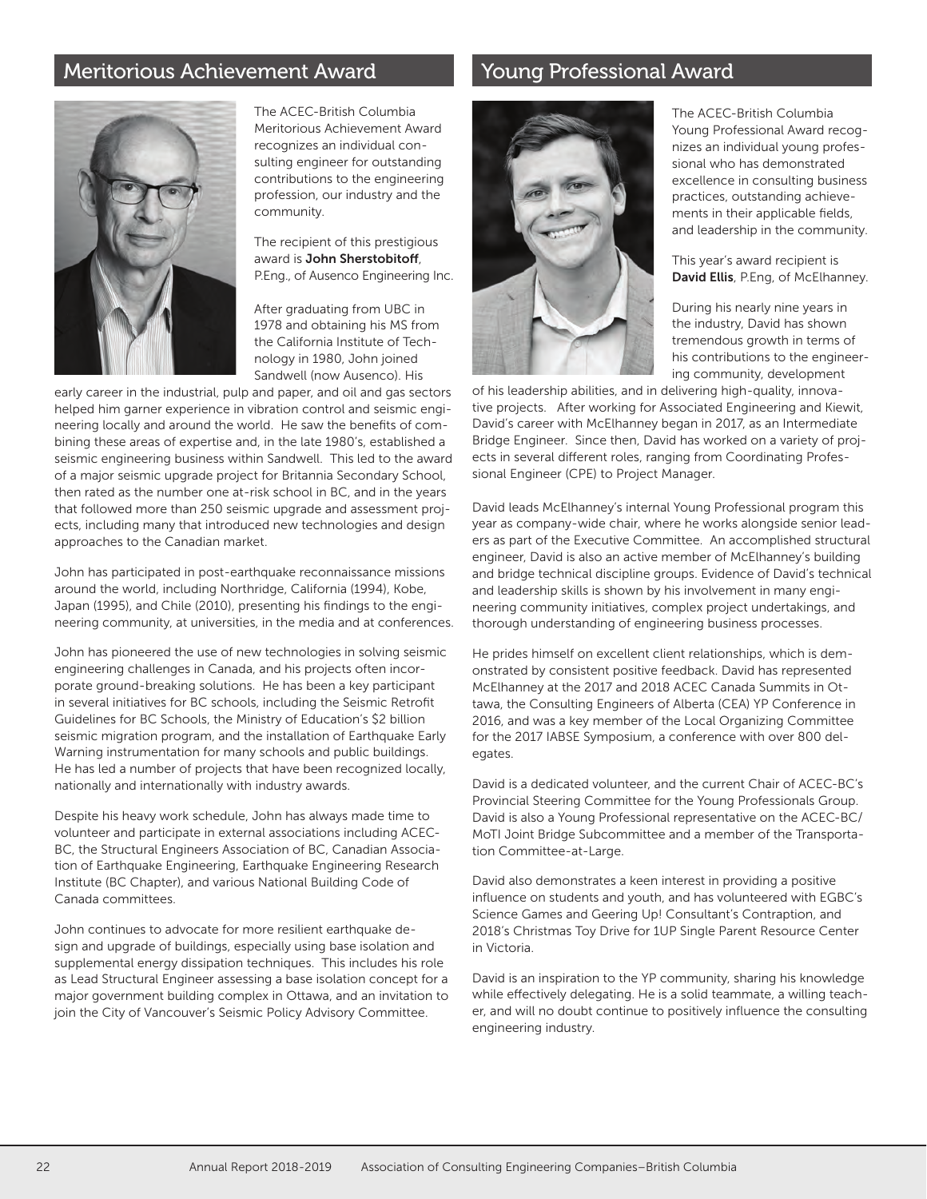## Meritorious Achievement Award

The ACEC-British Columbia Meritorious Achievement Award recognizes an individual consulting engineer for outstanding contributions to the engineering profession, our industry and the community.

The recipient of this prestigious award is **John Sherstobitoff**, P.Eng., of Ausenco Engineering Inc.

After graduating from UBC in 1978 and obtaining his MS from the California Institute of Technology in 1980, John joined Sandwell (now Ausenco). His early career in the industrial, pulp and paper, and oil and gas sectors helped him garner experience in vibration control and seismic engineering locally and around the world. He saw the benefits of combining these areas of expertise and, in the late 1980's, established a seismic engineering business within Sandwell. This led to the award of a major seismic upgrade project for Britannia Secondary School, then rated as the number one at-risk school in BC, and in the years that followed more than 250 seismic upgrade and assessment projects, including many that introduced new technologies and design approaches to the Canadian market.

John has participated in post-earthquake reconnaissance missions around the world, including Northridge, California (1994), Kobe, Japan (1995), and Chile (2010), presenting his findings to the engineering community, at universities, in the media and at conferences.

John has pioneered the use of new technologies in solving seismic engineering challenges in Canada, and his projects often incorporate ground-breaking solutions. He has been a key participant in several initiatives for BC schools, including the Seismic Retrofit Guidelines for BC Schools, the Ministry of Education's $2 billion seismic migration program, and the installation of Earthquake Early Warning instrumentation for many schools and public buildings. He has led a number of projects that have been recognized locally, nationally and internationally with industry awards.

Despite his heavy work schedule, John has always made time to volunteer and participate in external associations including ACEC-BC, the Structural Engineers Association of BC, Canadian Association of Earthquake Engineering, Earthquake Engineering Research Institute (BC Chapter), and various National Building Code of Canada committees.

John continues to advocate for more resilient earthquake design and upgrade of buildings, especially using base isolation and supplemental energy dissipation techniques. This includes his role as Lead Structural Engineer assessing a base isolation concept for a major government building complex in Ottawa, and an invitation to join the City of Vancouver's Seismic Policy Advisory Committee.

## Young Professional Award

The ACEC-British Columbia Young Professional Award recognizes an individual young professional who has demonstrated excellence in consulting business practices, outstanding achievements in their applicable fields, and leadership in the community.

This year's award recipient is **David Ellis**, P.Eng, of McElhanney.

During his nearly nine years in the industry, David has shown tremendous growth in terms of his contributions to the engineering community, development of his leadership abilities, and in delivering high-quality, innovative projects. After working for Associated Engineering and Kiewit, David's career with McElhanney began in 2017, as an Intermediate Bridge Engineer. Since then, David has worked on a variety of projects in several different roles, ranging from Coordinating Professional Engineer (CPE) to Project Manager.

David leads McElhanney's internal Young Professional program this year as company-wide chair, where he works alongside senior leaders as part of the Executive Committee. An accomplished structural engineer, David is also an active member of McElhanney's building and bridge technical discipline groups. Evidence of David's technical and leadership skills is shown by his involvement in many engineering community initiatives, complex project undertakings, and thorough understanding of engineering business processes.

He prides himself on excellent client relationships, which is demonstrated by consistent positive feedback. David has represented McElhanney at the 2017 and 2018 ACEC Canada Summits in Ottawa, the Consulting Engineers of Alberta (CEA) YP Conference in 2016, and was a key member of the Local Organizing Committee for the 2017 IABSE Symposium, a conference with over 800 delegates.

David is a dedicated volunteer, and the current Chair of ACEC-BC's Provincial Steering Committee for the Young Professionals Group. David is also a Young Professional representative on the ACEC-BC/MoTI Joint Bridge Subcommittee and a member of the Transportation Committee-at-Large.

David also demonstrates a keen interest in providing a positive influence on students and youth, and has volunteered with EGBC's Science Games and Geering Up! Consultant's Contraption, and 2018's Christmas Toy Drive for 1UP Single Parent Resource Center in Victoria.

David is an inspiration to the YP community, sharing his knowledge while effectively delegating. He is a solid teammate, a willing teacher, and will no doubt continue to positively influence the consulting engineering industry.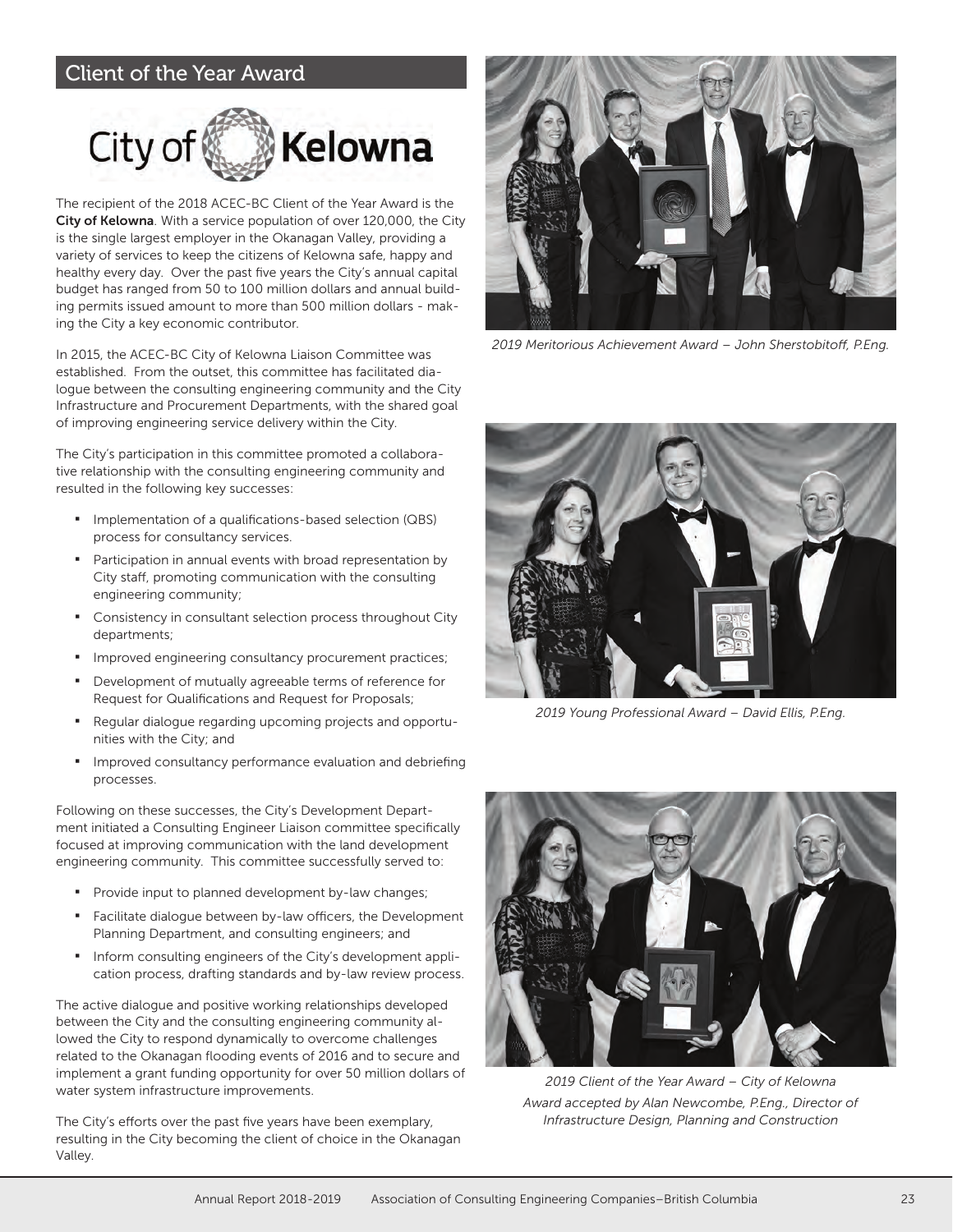## Client of the Year Award

**City of Kelowna**

The recipient of the 2018 ACEC-BC Client of the Year Award is the **City of Kelowna**. With a service population of over 120,000, the City is the single largest employer in the Okanagan Valley, providing a variety of services to keep the citizens of Kelowna safe, happy and healthy every day. Over the past five years the City's annual capital budget has ranged from 50 to 100 million dollars and annual building permits issued amount to more than 500 million dollars - making the City a key economic contributor.

In 2015, the ACEC-BC City of Kelowna Liaison Committee was established. From the outset, this committee has facilitated dialogue between the consulting engineering community and the City Infrastructure and Procurement Departments, with the shared goal of improving engineering service delivery within the City.

The City's participation in this committee promoted a collaborative relationship with the consulting engineering community and resulted in the following key successes:

- Implementation of a qualifications-based selection (QBS) process for consultancy services.
- Participation in annual events with broad representation by City staff, promoting communication with the consulting engineering community;
- Consistency in consultant selection process throughout City departments;
- Improved engineering consultancy procurement practices;
- Development of mutually agreeable terms of reference for Request for Qualifications and Request for Proposals;
- Regular dialogue regarding upcoming projects and opportunities with the City; and
- Improved consultancy performance evaluation and debriefing processes.

Following on these successes, the City's Development Department initiated a Consulting Engineer Liaison committee specifically focused at improving communication with the land development engineering community. This committee successfully served to:

- Provide input to planned development by-law changes;
- Facilitate dialogue between by-law officers, the Development Planning Department, and consulting engineers; and
- Inform consulting engineers of the City's development application process, drafting standards and by-law review process.

The active dialogue and positive working relationships developed between the City and the consulting engineering community allowed the City to respond dynamically to overcome challenges related to the Okanagan flooding events of 2016 and to secure and implement a grant funding opportunity for over 50 million dollars of water system infrastructure improvements.

The City's efforts over the past five years have been exemplary, resulting in the City becoming the client of choice in the Okanagan Valley.

*2019 Meritorious Achievement Award – John Sherstobitoff, P.Eng.*

*2019 Young Professional Award – David Ellis, P.Eng.*

*2019 Client of the Year Award – City of Kelowna*
*Award accepted by Alan Newcombe, P.Eng., Director of Infrastructure Design, Planning and Construction*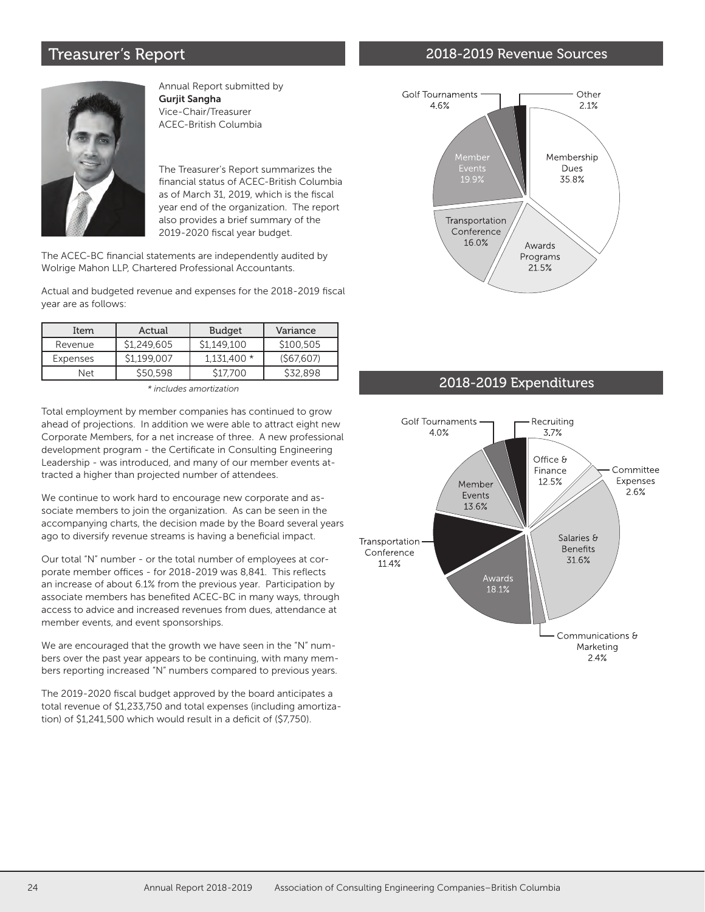## Treasurer's Report

Annual Report submitted by
**Gurjit Sangha**
Vice-Chair/Treasurer
ACEC-British Columbia

The Treasurer's Report summarizes the financial status of ACEC-British Columbia as of March 31, 2019, which is the fiscal year end of the organization. The report also provides a brief summary of the 2019-2020 fiscal year budget.

The ACEC-BC financial statements are independently audited by Wolrige Mahon LLP, Chartered Professional Accountants.

Actual and budgeted revenue and expenses for the 2018-2019 fiscal year are as follows:

| Item | Actual | Budget | Variance |
|---|---|---|---|
| Revenue | $1,249,605 | $1,149,100 | $100,505 |
| Expenses | $1,199,007 | 1,131,400 * | ($67,607) |
| Net | $50,598 | $17,700 | $32,898 |

*\* includes amortization*

Total employment by member companies has continued to grow ahead of projections. In addition we were able to attract eight new Corporate Members, for a net increase of three. A new professional development program - the Certificate in Consulting Engineering Leadership - was introduced, and many of our member events attracted a higher than projected number of attendees.

We continue to work hard to encourage new corporate and associate members to join the organization. As can be seen in the accompanying charts, the decision made by the Board several years ago to diversify revenue streams is having a beneficial impact.

Our total "N" number - or the total number of employees at corporate member offices - for 2018-2019 was 8,841. This reflects an increase of about 6.1% from the previous year. Participation by associate members has benefited ACEC-BC in many ways, through access to advice and increased revenues from dues, attendance at member events, and event sponsorships.

We are encouraged that the growth we have seen in the "N" numbers over the past year appears to be continuing, with many members reporting increased "N" numbers compared to previous years.

The 2019-2020 fiscal budget approved by the board anticipates a total revenue of $1,233,750 and total expenses (including amortization) of $1,241,500 which would result in a deficit of ($7,750).

## 2018-2019 Revenue Sources

Golf Tournaments 4.6%
Other 2.1%
Member Events 19.9%
Membership Dues 35.8%
Transportation Conference 16.0%
Awards Programs 21.5%

## 2018-2019 Expenditures

Golf Tournaments 4.0%
Recruiting 3.7%
Office & Finance 12.5%
Committee Expenses 2.6%
Member Events 13.6%
Salaries & Benefits 31.6%
Transportation Conference 11.4%
Awards 18.1%
Communications & Marketing 2.4%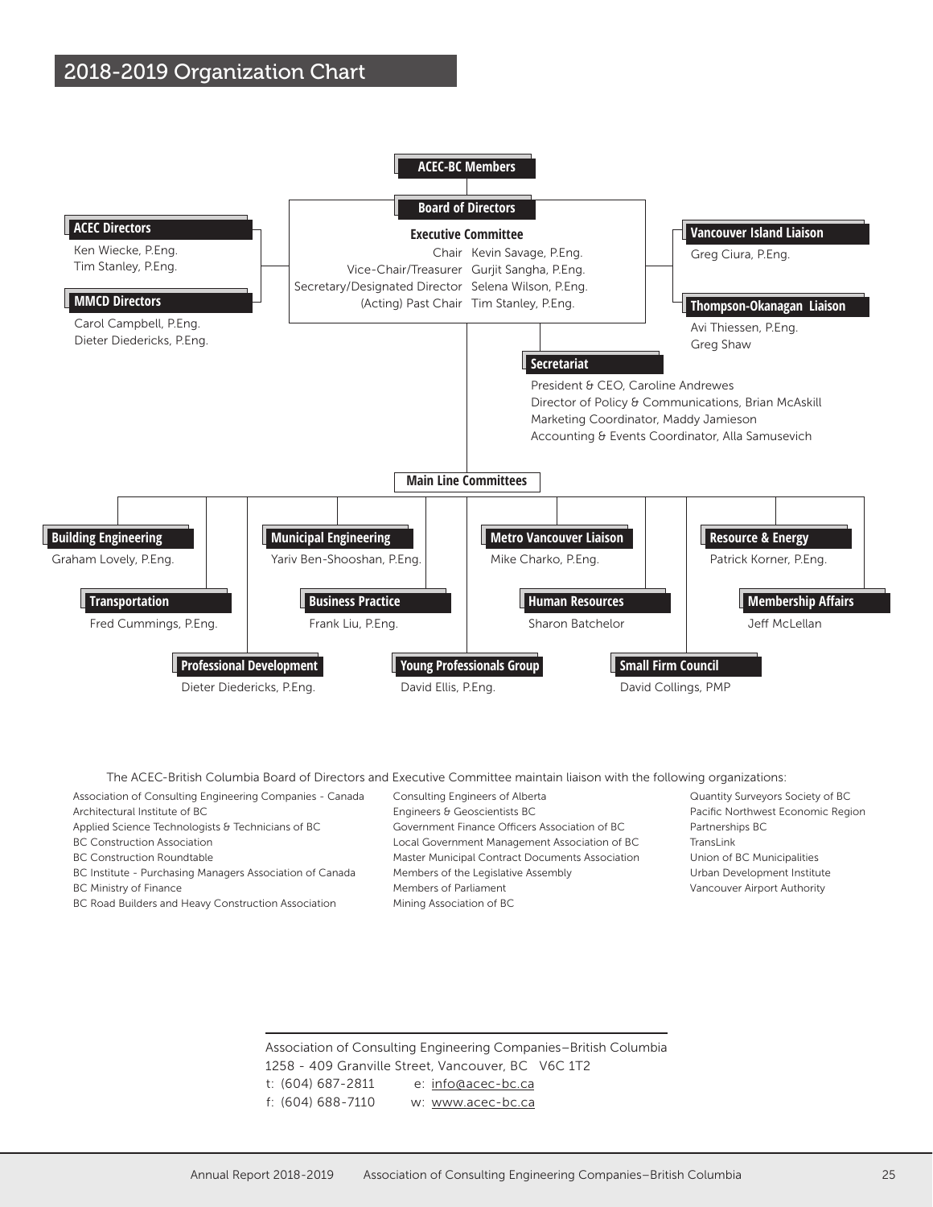## 2018-2019 Organization Chart

**ACEC-BC Members**

**Board of Directors**

**Executive Committee**

Chair Kevin Savage, P.Eng.
Vice-Chair/Treasurer Gurjit Sangha, P.Eng.
Secretary/Designated Director Selena Wilson, P.Eng.
(Acting) Past Chair Tim Stanley, P.Eng.

**ACEC Directors**

Ken Wiecke, P.Eng.
Tim Stanley, P.Eng.

**MMCD Directors**

Carol Campbell, P.Eng.
Dieter Diedericks, P.Eng.

**Vancouver Island Liaison**

Greg Ciura, P.Eng.

**Thompson-Okanagan Liaison**

Avi Thiessen, P.Eng.
Greg Shaw

**Secretariat**

President & CEO, Caroline Andrewes
Director of Policy & Communications, Brian McAskill
Marketing Coordinator, Maddy Jamieson
Accounting & Events Coordinator, Alla Samusevich

**Main Line Committees**

**Building Engineering**
Graham Lovely, P.Eng.

**Municipal Engineering**
Yariv Ben-Shooshan, P.Eng.

**Metro Vancouver Liaison**
Mike Charko, P.Eng.

**Resource & Energy**
Patrick Korner, P.Eng.

**Transportation**
Fred Cummings, P.Eng.

**Business Practice**
Frank Liu, P.Eng.

**Human Resources**
Sharon Batchelor

**Membership Affairs**
Jeff McLellan

**Professional Development**
Dieter Diedericks, P.Eng.

**Young Professionals Group**
David Ellis, P.Eng.

**Small Firm Council**
David Collings, PMP

The ACEC-British Columbia Board of Directors and Executive Committee maintain liaison with the following organizations:

- Association of Consulting Engineering Companies - Canada
- Architectural Institute of BC
- Applied Science Technologists & Technicians of BC
- BC Construction Association
- BC Construction Roundtable
- BC Institute - Purchasing Managers Association of Canada
- BC Ministry of Finance
- BC Road Builders and Heavy Construction Association
- Consulting Engineers of Alberta
- Engineers & Geoscientists BC
- Government Finance Officers Association of BC
- Local Government Management Association of BC
- Master Municipal Contract Documents Association
- Members of the Legislative Assembly
- Members of Parliament
- Mining Association of BC
- Quantity Surveyors Society of BC
- Pacific Northwest Economic Region
- Partnerships BC
- TransLink
- Union of BC Municipalities
- Urban Development Institute
- Vancouver Airport Authority

Association of Consulting Engineering Companies–British Columbia
1258 - 409 Granville Street, Vancouver, BC V6C 1T2
t: (604) 687-2811 e: info@acec-bc.ca
f: (604) 688-7110 w: www.acec-bc.ca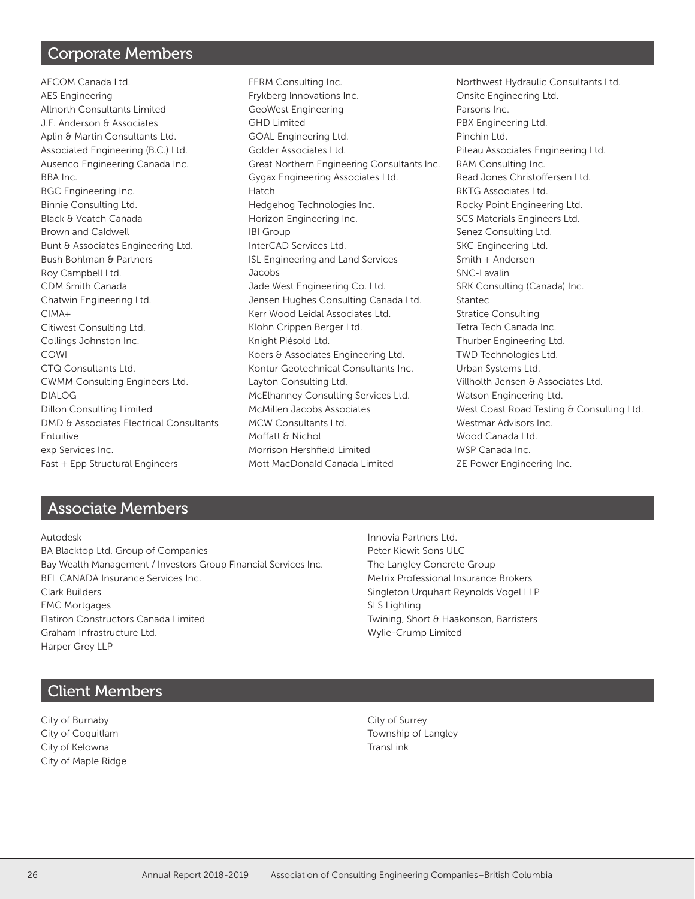## Corporate Members

AECOM Canada Ltd.
AES Engineering
Allnorth Consultants Limited
J.E. Anderson & Associates
Aplin & Martin Consultants Ltd.
Associated Engineering (B.C.) Ltd.
Ausenco Engineering Canada Inc.
BBA Inc.
BGC Engineering Inc.
Binnie Consulting Ltd.
Black & Veatch Canada
Brown and Caldwell
Bunt & Associates Engineering Ltd.
Bush Bohlman & Partners
Roy Campbell Ltd.
CDM Smith Canada
Chatwin Engineering Ltd.
CIMA+
Citiwest Consulting Ltd.
Collings Johnston Inc.
COWI
CTQ Consultants Ltd.
CWMM Consulting Engineers Ltd.
DIALOG
Dillon Consulting Limited
DMD & Associates Electrical Consultants
Entuitive
exp Services Inc.
Fast + Epp Structural Engineers
FERM Consulting Inc.
Frykberg Innovations Inc.
GeoWest Engineering
GHD Limited
GOAL Engineering Ltd.
Golder Associates Ltd.
Great Northern Engineering Consultants Inc.
Gygax Engineering Associates Ltd.
Hatch
Hedgehog Technologies Inc.
Horizon Engineering Inc.
IBI Group
InterCAD Services Ltd.
ISL Engineering and Land Services
Jacobs
Jade West Engineering Co. Ltd.
Jensen Hughes Consulting Canada Ltd.
Kerr Wood Leidal Associates Ltd.
Klohn Crippen Berger Ltd.
Knight Piésold Ltd.
Koers & Associates Engineering Ltd.
Kontur Geotechnical Consultants Inc.
Layton Consulting Ltd.
McElhanney Consulting Services Ltd.
McMillen Jacobs Associates
MCW Consultants Ltd.
Moffatt & Nichol
Morrison Hershfield Limited
Mott MacDonald Canada Limited
Northwest Hydraulic Consultants Ltd.
Onsite Engineering Ltd.
Parsons Inc.
PBX Engineering Ltd.
Pinchin Ltd.
Piteau Associates Engineering Ltd.
RAM Consulting Inc.
Read Jones Christoffersen Ltd.
RKTG Associates Ltd.
Rocky Point Engineering Ltd.
SCS Materials Engineers Ltd.
Senez Consulting Ltd.
SKC Engineering Ltd.
Smith + Andersen
SNC-Lavalin
SRK Consulting (Canada) Inc.
Stantec
Stratice Consulting
Tetra Tech Canada Inc.
Thurber Engineering Ltd.
TWD Technologies Ltd.
Urban Systems Ltd.
Villholth Jensen & Associates Ltd.
Watson Engineering Ltd.
West Coast Road Testing & Consulting Ltd.
Westmar Advisors Inc.
Wood Canada Ltd.
WSP Canada Inc.
ZE Power Engineering Inc.

## Associate Members

Autodesk
BA Blacktop Ltd. Group of Companies
Bay Wealth Management / Investors Group Financial Services Inc.
BFL CANADA Insurance Services Inc.
Clark Builders
EMC Mortgages
Flatiron Constructors Canada Limited
Graham Infrastructure Ltd.
Harper Grey LLP
Innovia Partners Ltd.
Peter Kiewit Sons ULC
The Langley Concrete Group
Metrix Professional Insurance Brokers
Singleton Urquhart Reynolds Vogel LLP
SLS Lighting
Twining, Short & Haakonson, Barristers
Wylie-Crump Limited

## Client Members

City of Burnaby
City of Coquitlam
City of Kelowna
City of Maple Ridge
City of Surrey
Township of Langley
TransLink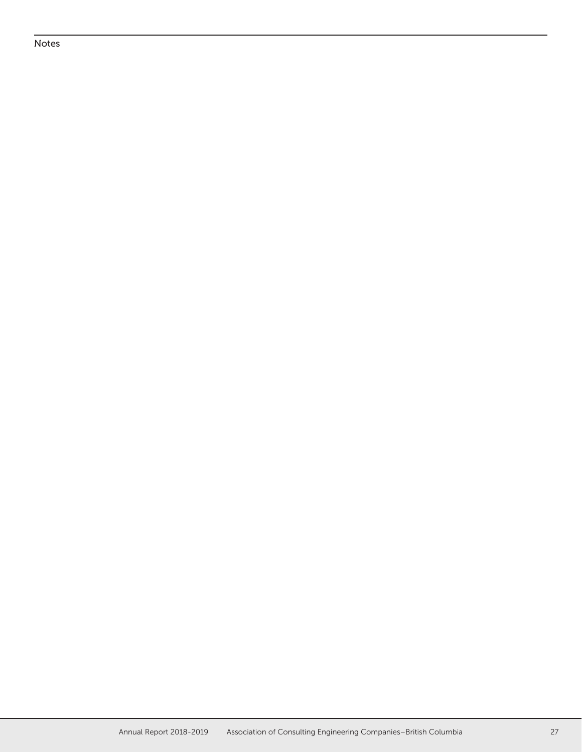Notes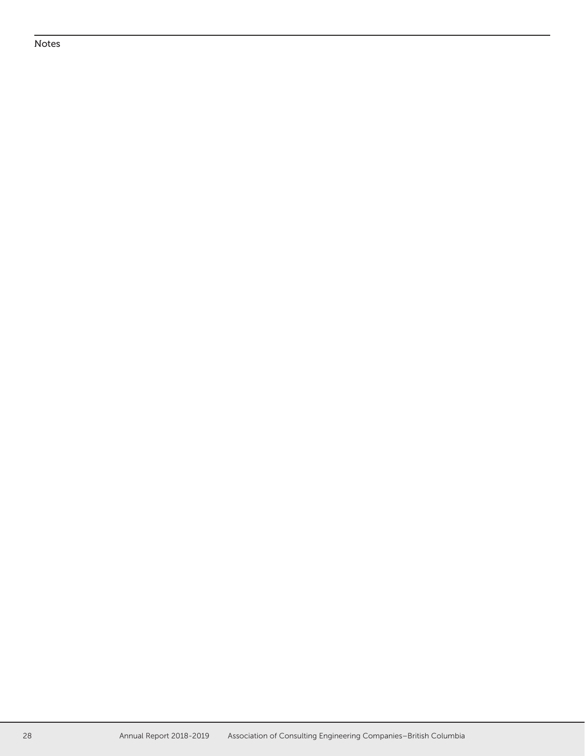Notes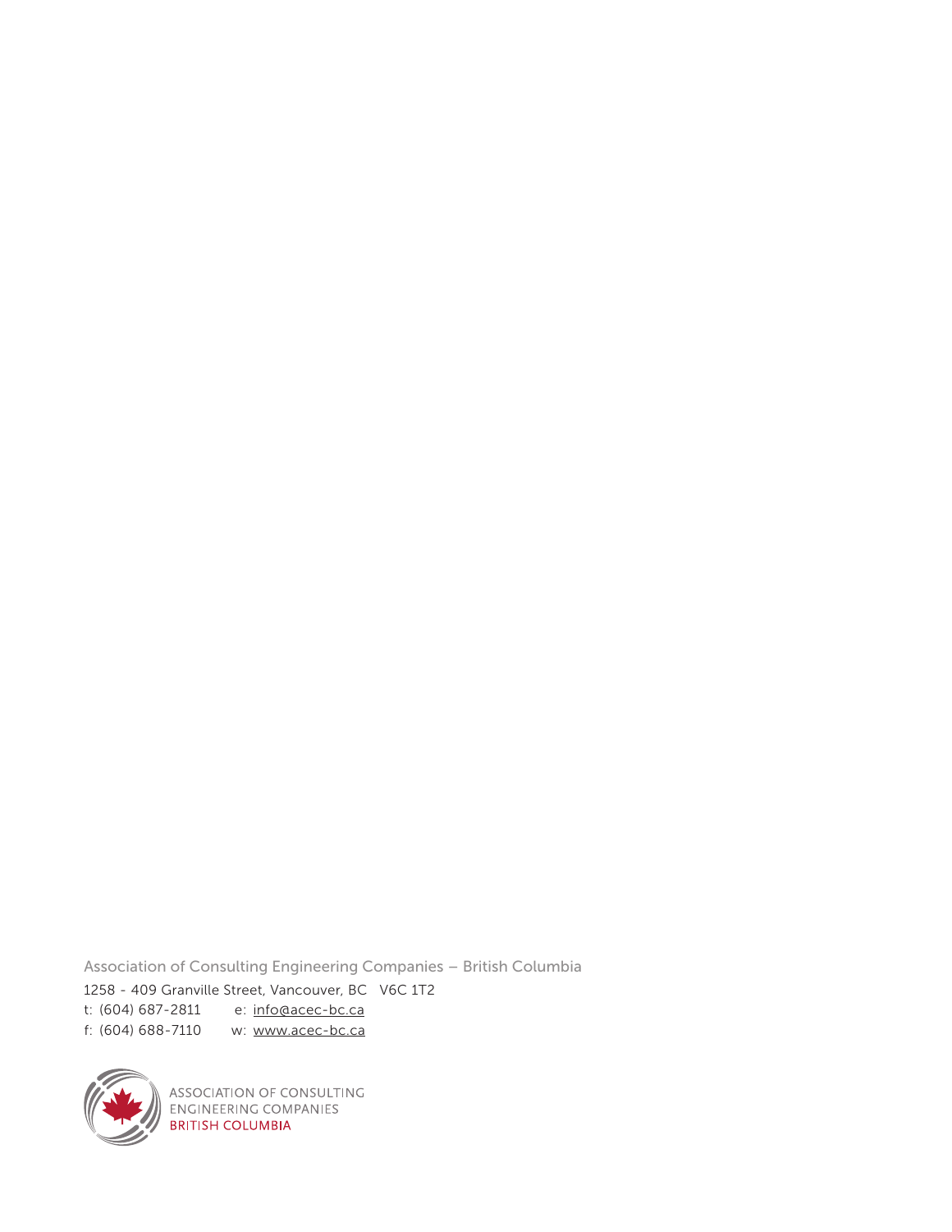Association of Consulting Engineering Companies – British Columbia

1258 - 409 Granville Street, Vancouver, BC V6C 1T2

t: (604) 687-2811 e: info@acec-bc.ca

f: (604) 688-7110 w: www.acec-bc.ca

ASSOCIATION OF CONSULTING
ENGINEERING COMPANIES
BRITISH COLUMBIA